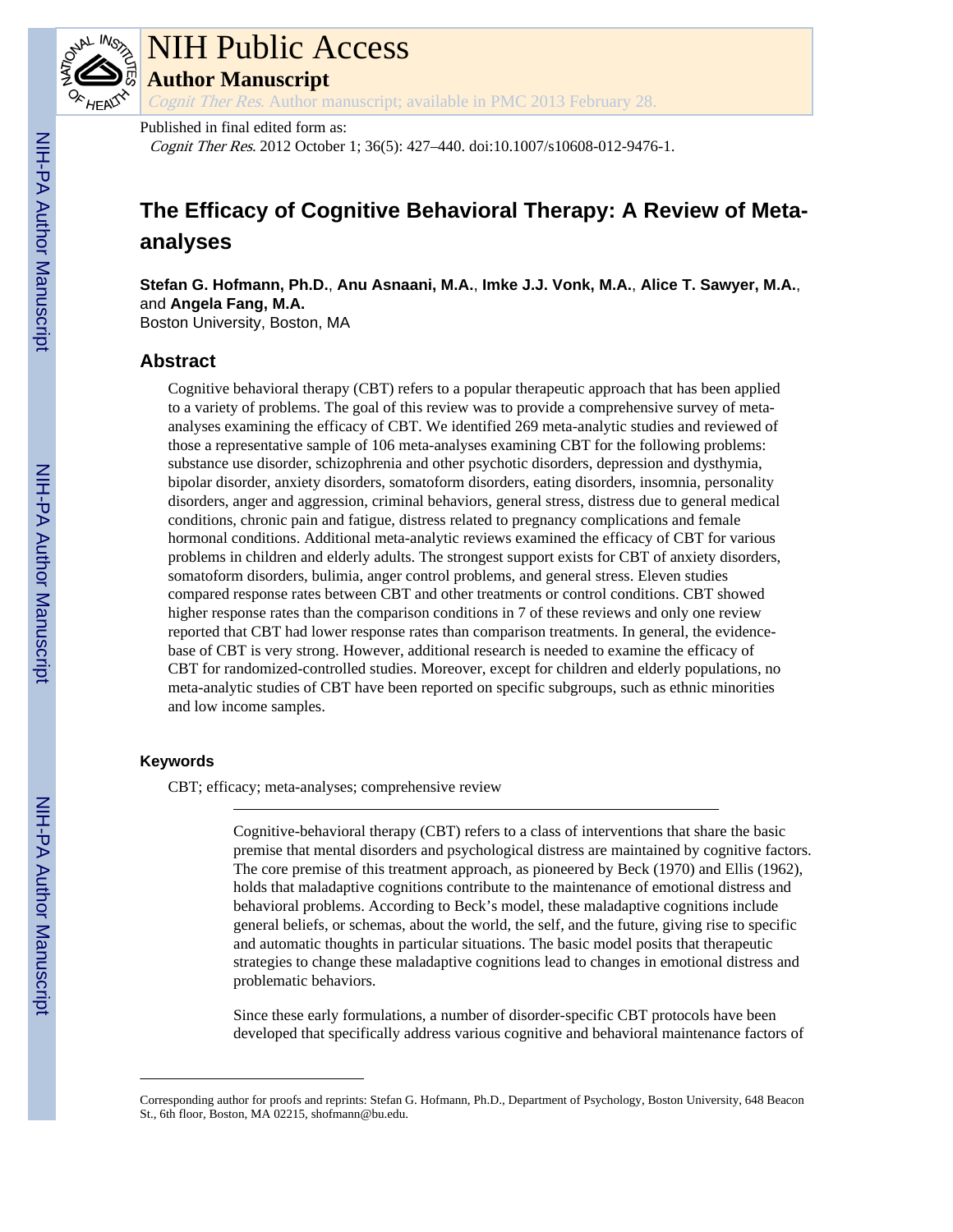# NIH Public Access

## Author Manuscript

*Cognit Ther Res*. Author manuscript; available in PMC 2013 February 28.

Published in final edited form as:

*Cognit Ther Res*. 2012 October 1; 36(5): 427–440. doi:10.1007/s10608-012-9476-1.

# The Efficacy of Cognitive Behavioral Therapy: A Review of Meta-analyses

**Stefan G. Hofmann, Ph.D.**, **Anu Asnaani, M.A.**, **Imke J.J. Vonk, M.A.**, **Alice T. Sawyer, M.A.**, and **Angela Fang, M.A.**

Boston University, Boston, MA

## Abstract

Cognitive behavioral therapy (CBT) refers to a popular therapeutic approach that has been applied to a variety of problems. The goal of this review was to provide a comprehensive survey of meta-analyses examining the efficacy of CBT. We identified 269 meta-analytic studies and reviewed of those a representative sample of 106 meta-analyses examining CBT for the following problems: substance use disorder, schizophrenia and other psychotic disorders, depression and dysthymia, bipolar disorder, anxiety disorders, somatoform disorders, eating disorders, insomnia, personality disorders, anger and aggression, criminal behaviors, general stress, distress due to general medical conditions, chronic pain and fatigue, distress related to pregnancy complications and female hormonal conditions. Additional meta-analytic reviews examined the efficacy of CBT for various problems in children and elderly adults. The strongest support exists for CBT of anxiety disorders, somatoform disorders, bulimia, anger control problems, and general stress. Eleven studies compared response rates between CBT and other treatments or control conditions. CBT showed higher response rates than the comparison conditions in 7 of these reviews and only one review reported that CBT had lower response rates than comparison treatments. In general, the evidence-base of CBT is very strong. However, additional research is needed to examine the efficacy of CBT for randomized-controlled studies. Moreover, except for children and elderly populations, no meta-analytic studies of CBT have been reported on specific subgroups, such as ethnic minorities and low income samples.

### Keywords

CBT; efficacy; meta-analyses; comprehensive review

---

Cognitive-behavioral therapy (CBT) refers to a class of interventions that share the basic premise that mental disorders and psychological distress are maintained by cognitive factors. The core premise of this treatment approach, as pioneered by Beck (1970) and Ellis (1962), holds that maladaptive cognitions contribute to the maintenance of emotional distress and behavioral problems. According to Beck's model, these maladaptive cognitions include general beliefs, or schemas, about the world, the self, and the future, giving rise to specific and automatic thoughts in particular situations. The basic model posits that therapeutic strategies to change these maladaptive cognitions lead to changes in emotional distress and problematic behaviors.

Since these early formulations, a number of disorder-specific CBT protocols have been developed that specifically address various cognitive and behavioral maintenance factors of

---

Corresponding author for proofs and reprints: Stefan G. Hofmann, Ph.D., Department of Psychology, Boston University, 648 Beacon St., 6th floor, Boston, MA 02215, shofmann@bu.edu.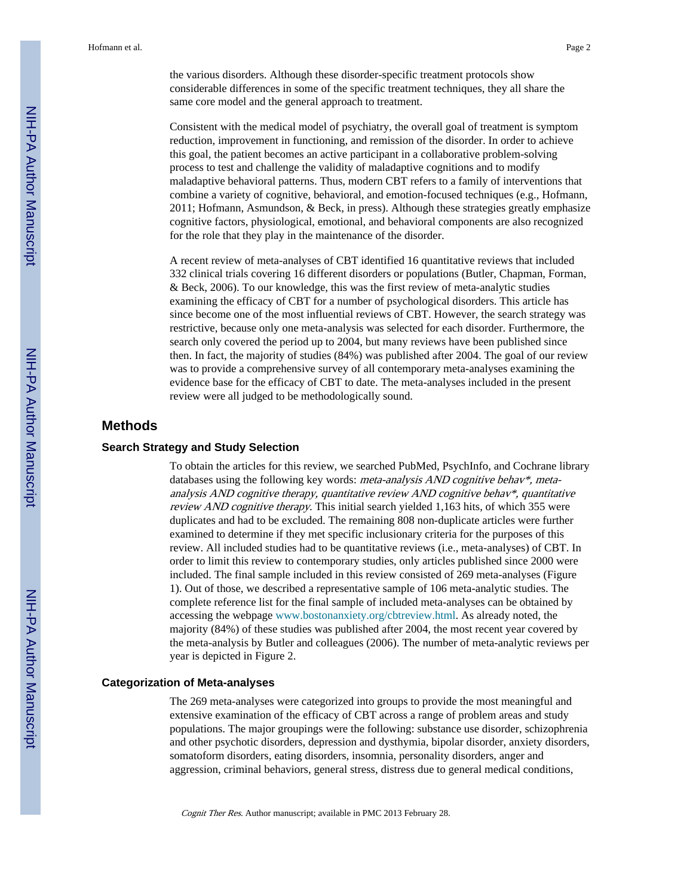the various disorders. Although these disorder-specific treatment protocols show considerable differences in some of the specific treatment techniques, they all share the same core model and the general approach to treatment.

Consistent with the medical model of psychiatry, the overall goal of treatment is symptom reduction, improvement in functioning, and remission of the disorder. In order to achieve this goal, the patient becomes an active participant in a collaborative problem-solving process to test and challenge the validity of maladaptive cognitions and to modify maladaptive behavioral patterns. Thus, modern CBT refers to a family of interventions that combine a variety of cognitive, behavioral, and emotion-focused techniques (e.g., Hofmann, 2011; Hofmann, Asmundson, & Beck, in press). Although these strategies greatly emphasize cognitive factors, physiological, emotional, and behavioral components are also recognized for the role that they play in the maintenance of the disorder.

A recent review of meta-analyses of CBT identified 16 quantitative reviews that included 332 clinical trials covering 16 different disorders or populations (Butler, Chapman, Forman, & Beck, 2006). To our knowledge, this was the first review of meta-analytic studies examining the efficacy of CBT for a number of psychological disorders. This article has since become one of the most influential reviews of CBT. However, the search strategy was restrictive, because only one meta-analysis was selected for each disorder. Furthermore, the search only covered the period up to 2004, but many reviews have been published since then. In fact, the majority of studies (84%) was published after 2004. The goal of our review was to provide a comprehensive survey of all contemporary meta-analyses examining the evidence base for the efficacy of CBT to date. The meta-analyses included in the present review were all judged to be methodologically sound.

## Methods

### Search Strategy and Study Selection

To obtain the articles for this review, we searched PubMed, PsychInfo, and Cochrane library databases using the following key words: *meta-analysis AND cognitive behav*\*, *meta-analysis AND cognitive therapy, quantitative review AND cognitive behav*\*, *quantitative review AND cognitive therapy*. This initial search yielded 1,163 hits, of which 355 were duplicates and had to be excluded. The remaining 808 non-duplicate articles were further examined to determine if they met specific inclusionary criteria for the purposes of this review. All included studies had to be quantitative reviews (i.e., meta-analyses) of CBT. In order to limit this review to contemporary studies, only articles published since 2000 were included. The final sample included in this review consisted of 269 meta-analyses (Figure 1). Out of those, we described a representative sample of 106 meta-analytic studies. The complete reference list for the final sample of included meta-analyses can be obtained by accessing the webpage www.bostonanxiety.org/cbtreview.html. As already noted, the majority (84%) of these studies was published after 2004, the most recent year covered by the meta-analysis by Butler and colleagues (2006). The number of meta-analytic reviews per year is depicted in Figure 2.

### Categorization of Meta-analyses

The 269 meta-analyses were categorized into groups to provide the most meaningful and extensive examination of the efficacy of CBT across a range of problem areas and study populations. The major groupings were the following: substance use disorder, schizophrenia and other psychotic disorders, depression and dysthymia, bipolar disorder, anxiety disorders, somatoform disorders, eating disorders, insomnia, personality disorders, anger and aggression, criminal behaviors, general stress, distress due to general medical conditions,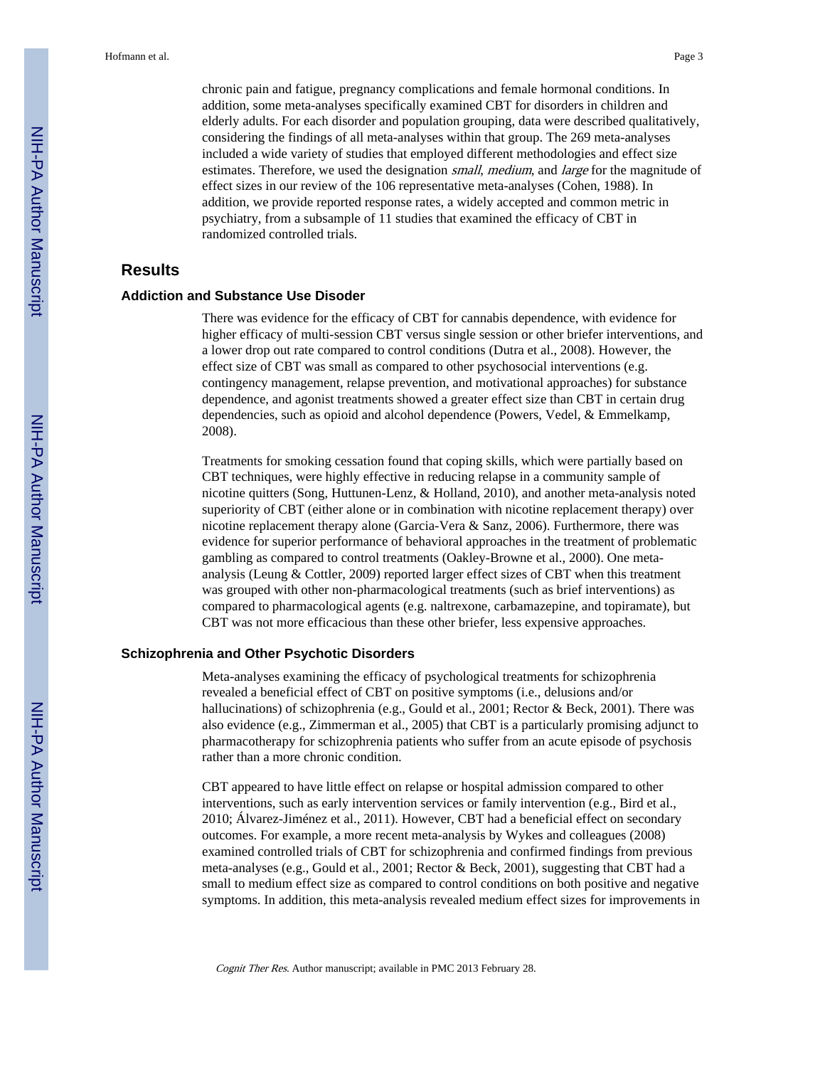chronic pain and fatigue, pregnancy complications and female hormonal conditions. In addition, some meta-analyses specifically examined CBT for disorders in children and elderly adults. For each disorder and population grouping, data were described qualitatively, considering the findings of all meta-analyses within that group. The 269 meta-analyses included a wide variety of studies that employed different methodologies and effect size estimates. Therefore, we used the designation *small*, *medium*, and *large* for the magnitude of effect sizes in our review of the 106 representative meta-analyses (Cohen, 1988). In addition, we provide reported response rates, a widely accepted and common metric in psychiatry, from a subsample of 11 studies that examined the efficacy of CBT in randomized controlled trials.

## Results

### Addiction and Substance Use Disoder

There was evidence for the efficacy of CBT for cannabis dependence, with evidence for higher efficacy of multi-session CBT versus single session or other briefer interventions, and a lower drop out rate compared to control conditions (Dutra et al., 2008). However, the effect size of CBT was small as compared to other psychosocial interventions (e.g. contingency management, relapse prevention, and motivational approaches) for substance dependence, and agonist treatments showed a greater effect size than CBT in certain drug dependencies, such as opioid and alcohol dependence (Powers, Vedel, & Emmelkamp, 2008).

Treatments for smoking cessation found that coping skills, which were partially based on CBT techniques, were highly effective in reducing relapse in a community sample of nicotine quitters (Song, Huttunen-Lenz, & Holland, 2010), and another meta-analysis noted superiority of CBT (either alone or in combination with nicotine replacement therapy) over nicotine replacement therapy alone (Garcia-Vera & Sanz, 2006). Furthermore, there was evidence for superior performance of behavioral approaches in the treatment of problematic gambling as compared to control treatments (Oakley-Browne et al., 2000). One meta-analysis (Leung & Cottler, 2009) reported larger effect sizes of CBT when this treatment was grouped with other non-pharmacological treatments (such as brief interventions) as compared to pharmacological agents (e.g. naltrexone, carbamazepine, and topiramate), but CBT was not more efficacious than these other briefer, less expensive approaches.

### Schizophrenia and Other Psychotic Disorders

Meta-analyses examining the efficacy of psychological treatments for schizophrenia revealed a beneficial effect of CBT on positive symptoms (i.e., delusions and/or hallucinations) of schizophrenia (e.g., Gould et al., 2001; Rector & Beck, 2001). There was also evidence (e.g., Zimmerman et al., 2005) that CBT is a particularly promising adjunct to pharmacotherapy for schizophrenia patients who suffer from an acute episode of psychosis rather than a more chronic condition.

CBT appeared to have little effect on relapse or hospital admission compared to other interventions, such as early intervention services or family intervention (e.g., Bird et al., 2010; Álvarez-Jiménez et al., 2011). However, CBT had a beneficial effect on secondary outcomes. For example, a more recent meta-analysis by Wykes and colleagues (2008) examined controlled trials of CBT for schizophrenia and confirmed findings from previous meta-analyses (e.g., Gould et al., 2001; Rector & Beck, 2001), suggesting that CBT had a small to medium effect size as compared to control conditions on both positive and negative symptoms. In addition, this meta-analysis revealed medium effect sizes for improvements in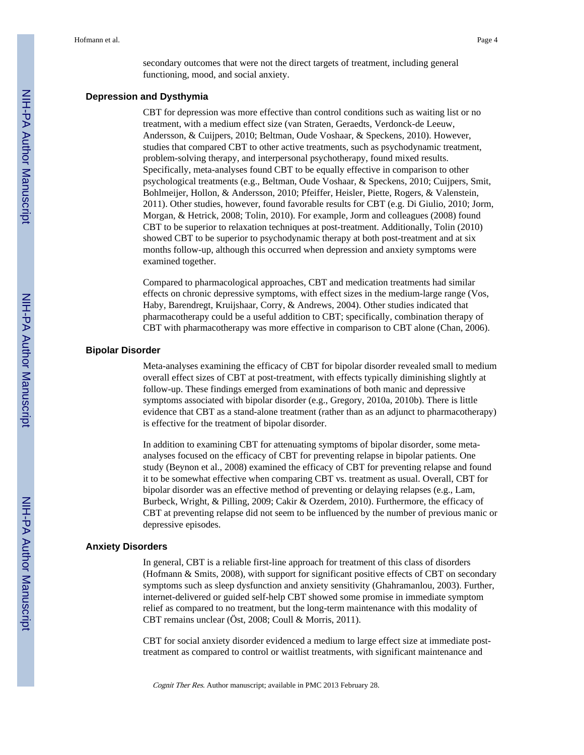secondary outcomes that were not the direct targets of treatment, including general functioning, mood, and social anxiety.

### Depression and Dysthymia

CBT for depression was more effective than control conditions such as waiting list or no treatment, with a medium effect size (van Straten, Geraedts, Verdonck-de Leeuw, Andersson, & Cuijpers, 2010; Beltman, Oude Voshaar, & Speckens, 2010). However, studies that compared CBT to other active treatments, such as psychodynamic treatment, problem-solving therapy, and interpersonal psychotherapy, found mixed results. Specifically, meta-analyses found CBT to be equally effective in comparison to other psychological treatments (e.g., Beltman, Oude Voshaar, & Speckens, 2010; Cuijpers, Smit, Bohlmeijer, Hollon, & Andersson, 2010; Pfeiffer, Heisler, Piette, Rogers, & Valenstein, 2011). Other studies, however, found favorable results for CBT (e.g. Di Giulio, 2010; Jorm, Morgan, & Hetrick, 2008; Tolin, 2010). For example, Jorm and colleagues (2008) found CBT to be superior to relaxation techniques at post-treatment. Additionally, Tolin (2010) showed CBT to be superior to psychodynamic therapy at both post-treatment and at six months follow-up, although this occurred when depression and anxiety symptoms were examined together.

Compared to pharmacological approaches, CBT and medication treatments had similar effects on chronic depressive symptoms, with effect sizes in the medium-large range (Vos, Haby, Barendregt, Kruijshaar, Corry, & Andrews, 2004). Other studies indicated that pharmacotherapy could be a useful addition to CBT; specifically, combination therapy of CBT with pharmacotherapy was more effective in comparison to CBT alone (Chan, 2006).

### Bipolar Disorder

Meta-analyses examining the efficacy of CBT for bipolar disorder revealed small to medium overall effect sizes of CBT at post-treatment, with effects typically diminishing slightly at follow-up. These findings emerged from examinations of both manic and depressive symptoms associated with bipolar disorder (e.g., Gregory, 2010a, 2010b). There is little evidence that CBT as a stand-alone treatment (rather than as an adjunct to pharmacotherapy) is effective for the treatment of bipolar disorder.

In addition to examining CBT for attenuating symptoms of bipolar disorder, some meta-analyses focused on the efficacy of CBT for preventing relapse in bipolar patients. One study (Beynon et al., 2008) examined the efficacy of CBT for preventing relapse and found it to be somewhat effective when comparing CBT vs. treatment as usual. Overall, CBT for bipolar disorder was an effective method of preventing or delaying relapses (e.g., Lam, Burbeck, Wright, & Pilling, 2009; Cakir & Ozerdem, 2010). Furthermore, the efficacy of CBT at preventing relapse did not seem to be influenced by the number of previous manic or depressive episodes.

### Anxiety Disorders

In general, CBT is a reliable first-line approach for treatment of this class of disorders (Hofmann & Smits, 2008), with support for significant positive effects of CBT on secondary symptoms such as sleep dysfunction and anxiety sensitivity (Ghahramanlou, 2003). Further, internet-delivered or guided self-help CBT showed some promise in immediate symptom relief as compared to no treatment, but the long-term maintenance with this modality of CBT remains unclear (Öst, 2008; Coull & Morris, 2011).

CBT for social anxiety disorder evidenced a medium to large effect size at immediate post-treatment as compared to control or waitlist treatments, with significant maintenance and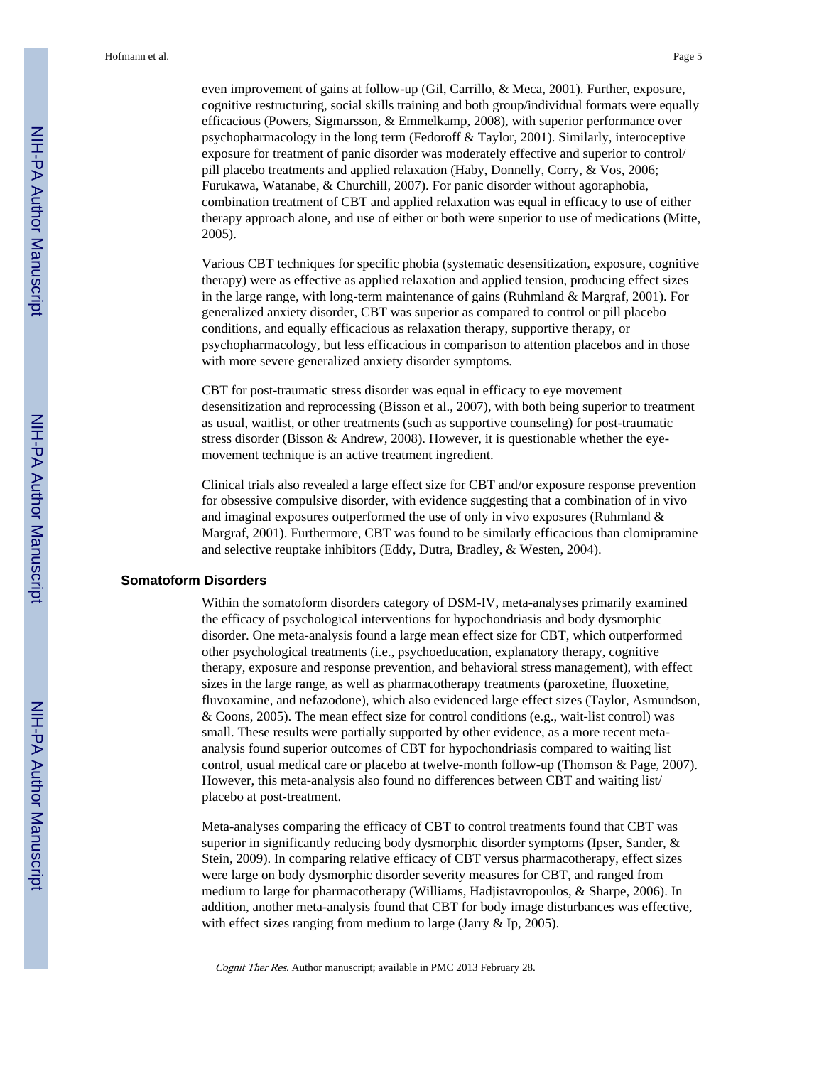even improvement of gains at follow-up (Gil, Carrillo, & Meca, 2001). Further, exposure, cognitive restructuring, social skills training and both group/individual formats were equally efficacious (Powers, Sigmarsson, & Emmelkamp, 2008), with superior performance over psychopharmacology in the long term (Fedoroff & Taylor, 2001). Similarly, interoceptive exposure for treatment of panic disorder was moderately effective and superior to control/pill placebo treatments and applied relaxation (Haby, Donnelly, Corry, & Vos, 2006; Furukawa, Watanabe, & Churchill, 2007). For panic disorder without agoraphobia, combination treatment of CBT and applied relaxation was equal in efficacy to use of either therapy approach alone, and use of either or both were superior to use of medications (Mitte, 2005).

Various CBT techniques for specific phobia (systematic desensitization, exposure, cognitive therapy) were as effective as applied relaxation and applied tension, producing effect sizes in the large range, with long-term maintenance of gains (Ruhmland & Margraf, 2001). For generalized anxiety disorder, CBT was superior as compared to control or pill placebo conditions, and equally efficacious as relaxation therapy, supportive therapy, or psychopharmacology, but less efficacious in comparison to attention placebos and in those with more severe generalized anxiety disorder symptoms.

CBT for post-traumatic stress disorder was equal in efficacy to eye movement desensitization and reprocessing (Bisson et al., 2007), with both being superior to treatment as usual, waitlist, or other treatments (such as supportive counseling) for post-traumatic stress disorder (Bisson & Andrew, 2008). However, it is questionable whether the eye-movement technique is an active treatment ingredient.

Clinical trials also revealed a large effect size for CBT and/or exposure response prevention for obsessive compulsive disorder, with evidence suggesting that a combination of in vivo and imaginal exposures outperformed the use of only in vivo exposures (Ruhmland & Margraf, 2001). Furthermore, CBT was found to be similarly efficacious than clomipramine and selective reuptake inhibitors (Eddy, Dutra, Bradley, & Westen, 2004).

## Somatoform Disorders

Within the somatoform disorders category of DSM-IV, meta-analyses primarily examined the efficacy of psychological interventions for hypochondriasis and body dysmorphic disorder. One meta-analysis found a large mean effect size for CBT, which outperformed other psychological treatments (i.e., psychoeducation, explanatory therapy, cognitive therapy, exposure and response prevention, and behavioral stress management), with effect sizes in the large range, as well as pharmacotherapy treatments (paroxetine, fluoxetine, fluvoxamine, and nefazodone), which also evidenced large effect sizes (Taylor, Asmundson, & Coons, 2005). The mean effect size for control conditions (e.g., wait-list control) was small. These results were partially supported by other evidence, as a more recent meta-analysis found superior outcomes of CBT for hypochondriasis compared to waiting list control, usual medical care or placebo at twelve-month follow-up (Thomson & Page, 2007). However, this meta-analysis also found no differences between CBT and waiting list/placebo at post-treatment.

Meta-analyses comparing the efficacy of CBT to control treatments found that CBT was superior in significantly reducing body dysmorphic disorder symptoms (Ipser, Sander, & Stein, 2009). In comparing relative efficacy of CBT versus pharmacotherapy, effect sizes were large on body dysmorphic disorder severity measures for CBT, and ranged from medium to large for pharmacotherapy (Williams, Hadjistavropoulos, & Sharpe, 2006). In addition, another meta-analysis found that CBT for body image disturbances was effective, with effect sizes ranging from medium to large (Jarry & Ip, 2005).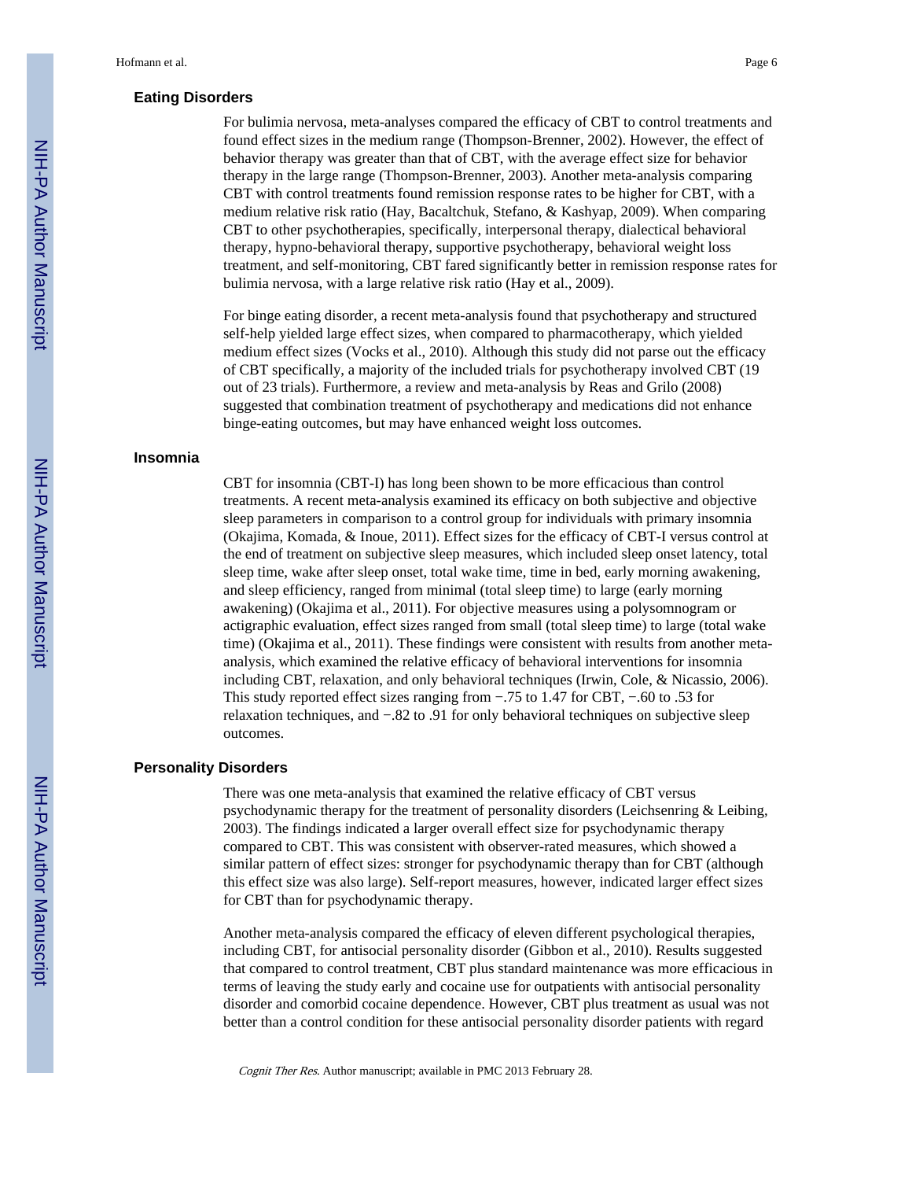### Eating Disorders

For bulimia nervosa, meta-analyses compared the efficacy of CBT to control treatments and found effect sizes in the medium range (Thompson-Brenner, 2002). However, the effect of behavior therapy was greater than that of CBT, with the average effect size for behavior therapy in the large range (Thompson-Brenner, 2003). Another meta-analysis comparing CBT with control treatments found remission response rates to be higher for CBT, with a medium relative risk ratio (Hay, Bacaltchuk, Stefano, & Kashyap, 2009). When comparing CBT to other psychotherapies, specifically, interpersonal therapy, dialectical behavioral therapy, hypno-behavioral therapy, supportive psychotherapy, behavioral weight loss treatment, and self-monitoring, CBT fared significantly better in remission response rates for bulimia nervosa, with a large relative risk ratio (Hay et al., 2009).

For binge eating disorder, a recent meta-analysis found that psychotherapy and structured self-help yielded large effect sizes, when compared to pharmacotherapy, which yielded medium effect sizes (Vocks et al., 2010). Although this study did not parse out the efficacy of CBT specifically, a majority of the included trials for psychotherapy involved CBT (19 out of 23 trials). Furthermore, a review and meta-analysis by Reas and Grilo (2008) suggested that combination treatment of psychotherapy and medications did not enhance binge-eating outcomes, but may have enhanced weight loss outcomes.

### Insomnia

CBT for insomnia (CBT-I) has long been shown to be more efficacious than control treatments. A recent meta-analysis examined its efficacy on both subjective and objective sleep parameters in comparison to a control group for individuals with primary insomnia (Okajima, Komada, & Inoue, 2011). Effect sizes for the efficacy of CBT-I versus control at the end of treatment on subjective sleep measures, which included sleep onset latency, total sleep time, wake after sleep onset, total wake time, time in bed, early morning awakening, and sleep efficiency, ranged from minimal (total sleep time) to large (early morning awakening) (Okajima et al., 2011). For objective measures using a polysomnogram or actigraphic evaluation, effect sizes ranged from small (total sleep time) to large (total wake time) (Okajima et al., 2011). These findings were consistent with results from another meta-analysis, which examined the relative efficacy of behavioral interventions for insomnia including CBT, relaxation, and only behavioral techniques (Irwin, Cole, & Nicassio, 2006). This study reported effect sizes ranging from −.75 to 1.47 for CBT, −.60 to .53 for relaxation techniques, and −.82 to .91 for only behavioral techniques on subjective sleep outcomes.

### Personality Disorders

There was one meta-analysis that examined the relative efficacy of CBT versus psychodynamic therapy for the treatment of personality disorders (Leichsenring & Leibing, 2003). The findings indicated a larger overall effect size for psychodynamic therapy compared to CBT. This was consistent with observer-rated measures, which showed a similar pattern of effect sizes: stronger for psychodynamic therapy than for CBT (although this effect size was also large). Self-report measures, however, indicated larger effect sizes for CBT than for psychodynamic therapy.

Another meta-analysis compared the efficacy of eleven different psychological therapies, including CBT, for antisocial personality disorder (Gibbon et al., 2010). Results suggested that compared to control treatment, CBT plus standard maintenance was more efficacious in terms of leaving the study early and cocaine use for outpatients with antisocial personality disorder and comorbid cocaine dependence. However, CBT plus treatment as usual was not better than a control condition for these antisocial personality disorder patients with regard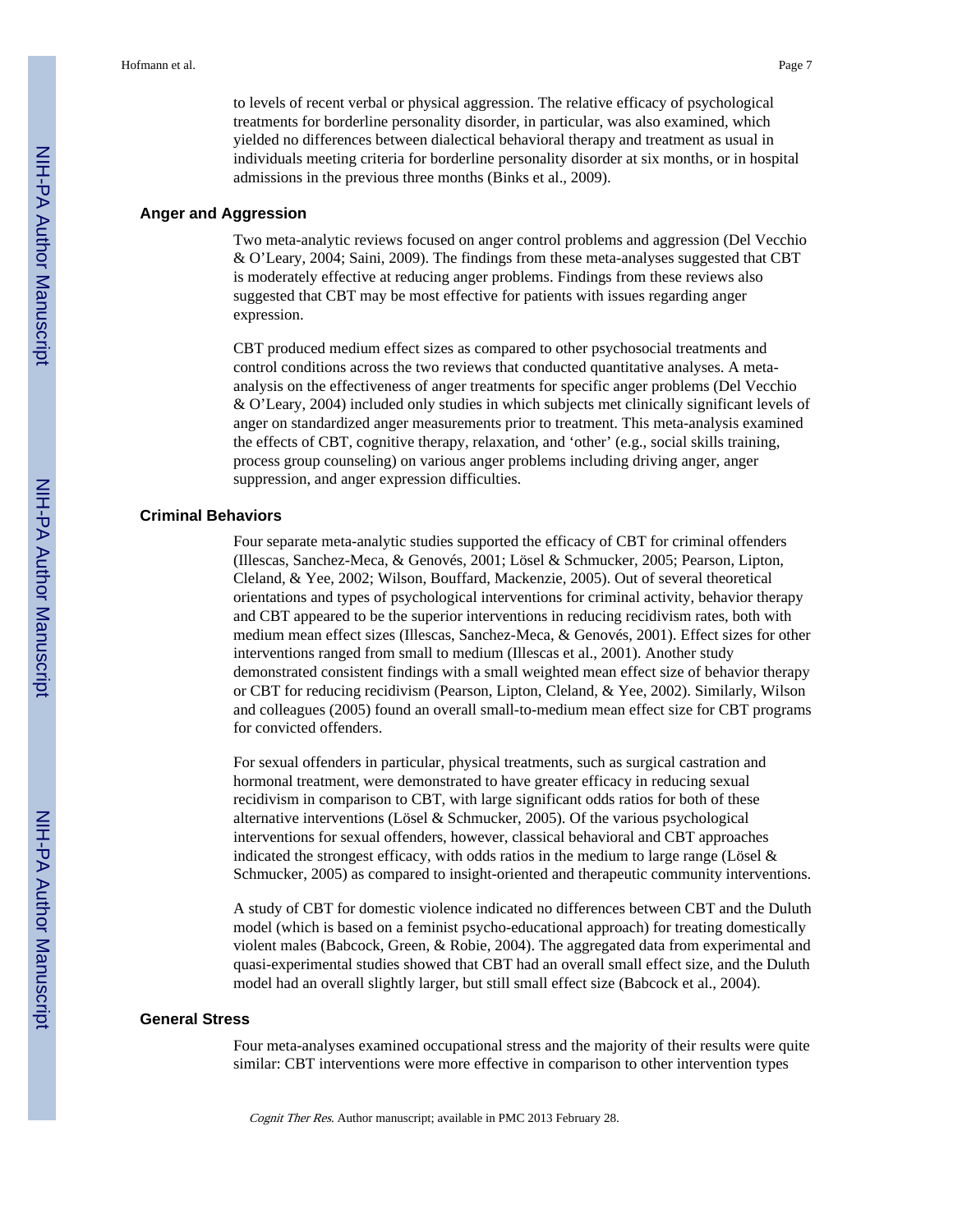to levels of recent verbal or physical aggression. The relative efficacy of psychological treatments for borderline personality disorder, in particular, was also examined, which yielded no differences between dialectical behavioral therapy and treatment as usual in individuals meeting criteria for borderline personality disorder at six months, or in hospital admissions in the previous three months (Binks et al., 2009).

## Anger and Aggression

Two meta-analytic reviews focused on anger control problems and aggression (Del Vecchio & O'Leary, 2004; Saini, 2009). The findings from these meta-analyses suggested that CBT is moderately effective at reducing anger problems. Findings from these reviews also suggested that CBT may be most effective for patients with issues regarding anger expression.

CBT produced medium effect sizes as compared to other psychosocial treatments and control conditions across the two reviews that conducted quantitative analyses. A meta-analysis on the effectiveness of anger treatments for specific anger problems (Del Vecchio & O'Leary, 2004) included only studies in which subjects met clinically significant levels of anger on standardized anger measurements prior to treatment. This meta-analysis examined the effects of CBT, cognitive therapy, relaxation, and 'other' (e.g., social skills training, process group counseling) on various anger problems including driving anger, anger suppression, and anger expression difficulties.

## Criminal Behaviors

Four separate meta-analytic studies supported the efficacy of CBT for criminal offenders (Illescas, Sanchez-Meca, & Genovés, 2001; Lösel & Schmucker, 2005; Pearson, Lipton, Cleland, & Yee, 2002; Wilson, Bouffard, Mackenzie, 2005). Out of several theoretical orientations and types of psychological interventions for criminal activity, behavior therapy and CBT appeared to be the superior interventions in reducing recidivism rates, both with medium mean effect sizes (Illescas, Sanchez-Meca, & Genovés, 2001). Effect sizes for other interventions ranged from small to medium (Illescas et al., 2001). Another study demonstrated consistent findings with a small weighted mean effect size of behavior therapy or CBT for reducing recidivism (Pearson, Lipton, Cleland, & Yee, 2002). Similarly, Wilson and colleagues (2005) found an overall small-to-medium mean effect size for CBT programs for convicted offenders.

For sexual offenders in particular, physical treatments, such as surgical castration and hormonal treatment, were demonstrated to have greater efficacy in reducing sexual recidivism in comparison to CBT, with large significant odds ratios for both of these alternative interventions (Lösel & Schmucker, 2005). Of the various psychological interventions for sexual offenders, however, classical behavioral and CBT approaches indicated the strongest efficacy, with odds ratios in the medium to large range (Lösel & Schmucker, 2005) as compared to insight-oriented and therapeutic community interventions.

A study of CBT for domestic violence indicated no differences between CBT and the Duluth model (which is based on a feminist psycho-educational approach) for treating domestically violent males (Babcock, Green, & Robie, 2004). The aggregated data from experimental and quasi-experimental studies showed that CBT had an overall small effect size, and the Duluth model had an overall slightly larger, but still small effect size (Babcock et al., 2004).

## General Stress

Four meta-analyses examined occupational stress and the majority of their results were quite similar: CBT interventions were more effective in comparison to other intervention types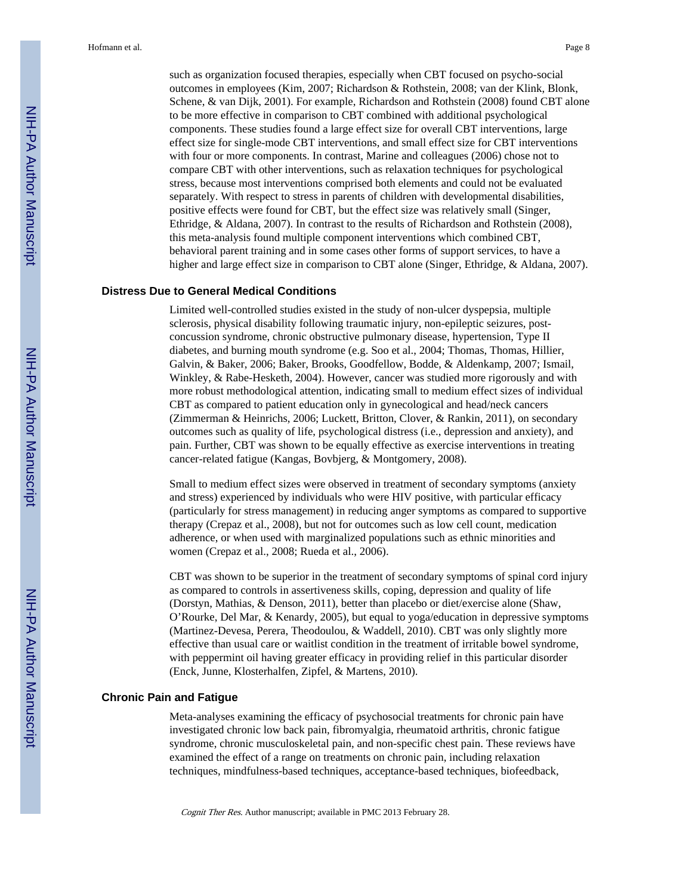such as organization focused therapies, especially when CBT focused on psycho-social outcomes in employees (Kim, 2007; Richardson & Rothstein, 2008; van der Klink, Blonk, Schene, & van Dijk, 2001). For example, Richardson and Rothstein (2008) found CBT alone to be more effective in comparison to CBT combined with additional psychological components. These studies found a large effect size for overall CBT interventions, large effect size for single-mode CBT interventions, and small effect size for CBT interventions with four or more components. In contrast, Marine and colleagues (2006) chose not to compare CBT with other interventions, such as relaxation techniques for psychological stress, because most interventions comprised both elements and could not be evaluated separately. With respect to stress in parents of children with developmental disabilities, positive effects were found for CBT, but the effect size was relatively small (Singer, Ethridge, & Aldana, 2007). In contrast to the results of Richardson and Rothstein (2008), this meta-analysis found multiple component interventions which combined CBT, behavioral parent training and in some cases other forms of support services, to have a higher and large effect size in comparison to CBT alone (Singer, Ethridge, & Aldana, 2007).

### Distress Due to General Medical Conditions

Limited well-controlled studies existed in the study of non-ulcer dyspepsia, multiple sclerosis, physical disability following traumatic injury, non-epileptic seizures, post-concussion syndrome, chronic obstructive pulmonary disease, hypertension, Type II diabetes, and burning mouth syndrome (e.g. Soo et al., 2004; Thomas, Thomas, Hillier, Galvin, & Baker, 2006; Baker, Brooks, Goodfellow, Bodde, & Aldenkamp, 2007; Ismail, Winkley, & Rabe-Hesketh, 2004). However, cancer was studied more rigorously and with more robust methodological attention, indicating small to medium effect sizes of individual CBT as compared to patient education only in gynecological and head/neck cancers (Zimmerman & Heinrichs, 2006; Luckett, Britton, Clover, & Rankin, 2011), on secondary outcomes such as quality of life, psychological distress (i.e., depression and anxiety), and pain. Further, CBT was shown to be equally effective as exercise interventions in treating cancer-related fatigue (Kangas, Bovbjerg, & Montgomery, 2008).

Small to medium effect sizes were observed in treatment of secondary symptoms (anxiety and stress) experienced by individuals who were HIV positive, with particular efficacy (particularly for stress management) in reducing anger symptoms as compared to supportive therapy (Crepaz et al., 2008), but not for outcomes such as low cell count, medication adherence, or when used with marginalized populations such as ethnic minorities and women (Crepaz et al., 2008; Rueda et al., 2006).

CBT was shown to be superior in the treatment of secondary symptoms of spinal cord injury as compared to controls in assertiveness skills, coping, depression and quality of life (Dorstyn, Mathias, & Denson, 2011), better than placebo or diet/exercise alone (Shaw, O'Rourke, Del Mar, & Kenardy, 2005), but equal to yoga/education in depressive symptoms (Martinez-Devesa, Perera, Theodoulou, & Waddell, 2010). CBT was only slightly more effective than usual care or waitlist condition in the treatment of irritable bowel syndrome, with peppermint oil having greater efficacy in providing relief in this particular disorder (Enck, Junne, Klosterhalfen, Zipfel, & Martens, 2010).

### Chronic Pain and Fatigue

Meta-analyses examining the efficacy of psychosocial treatments for chronic pain have investigated chronic low back pain, fibromyalgia, rheumatoid arthritis, chronic fatigue syndrome, chronic musculoskeletal pain, and non-specific chest pain. These reviews have examined the effect of a range on treatments on chronic pain, including relaxation techniques, mindfulness-based techniques, acceptance-based techniques, biofeedback,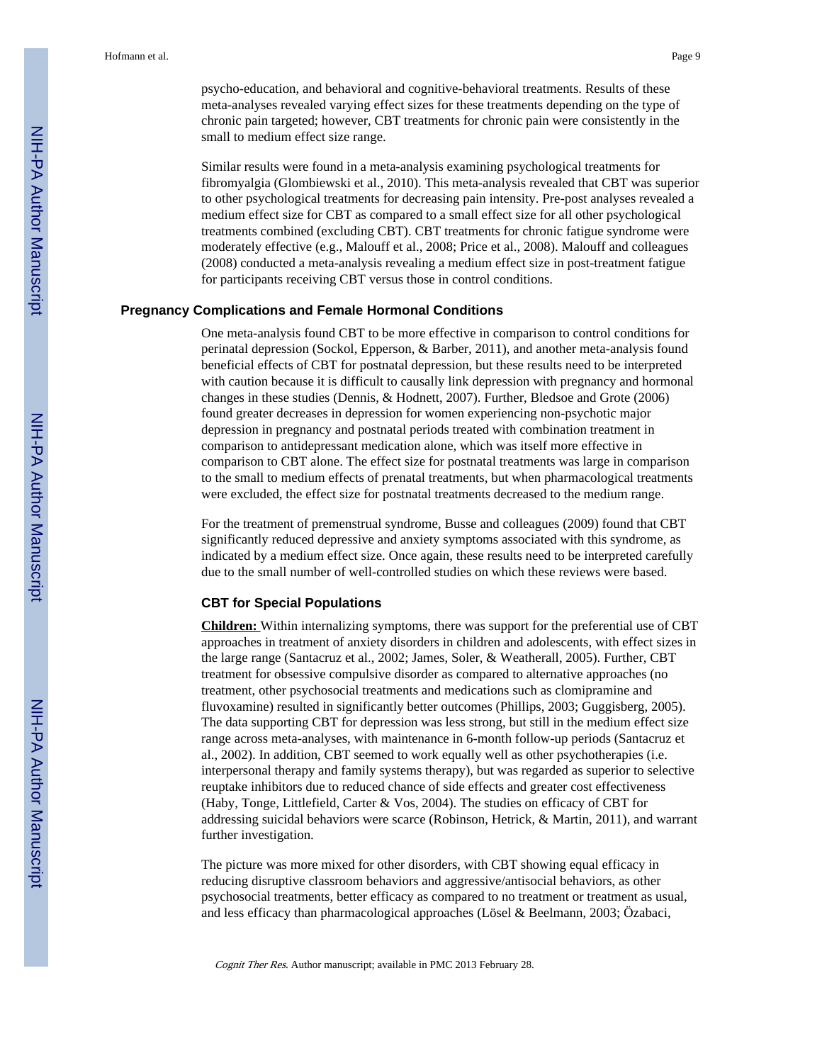psycho-education, and behavioral and cognitive-behavioral treatments. Results of these meta-analyses revealed varying effect sizes for these treatments depending on the type of chronic pain targeted; however, CBT treatments for chronic pain were consistently in the small to medium effect size range.

Similar results were found in a meta-analysis examining psychological treatments for fibromyalgia (Glombiewski et al., 2010). This meta-analysis revealed that CBT was superior to other psychological treatments for decreasing pain intensity. Pre-post analyses revealed a medium effect size for CBT as compared to a small effect size for all other psychological treatments combined (excluding CBT). CBT treatments for chronic fatigue syndrome were moderately effective (e.g., Malouff et al., 2008; Price et al., 2008). Malouff and colleagues (2008) conducted a meta-analysis revealing a medium effect size in post-treatment fatigue for participants receiving CBT versus those in control conditions.

## Pregnancy Complications and Female Hormonal Conditions

One meta-analysis found CBT to be more effective in comparison to control conditions for perinatal depression (Sockol, Epperson, & Barber, 2011), and another meta-analysis found beneficial effects of CBT for postnatal depression, but these results need to be interpreted with caution because it is difficult to causally link depression with pregnancy and hormonal changes in these studies (Dennis, & Hodnett, 2007). Further, Bledsoe and Grote (2006) found greater decreases in depression for women experiencing non-psychotic major depression in pregnancy and postnatal periods treated with combination treatment in comparison to antidepressant medication alone, which was itself more effective in comparison to CBT alone. The effect size for postnatal treatments was large in comparison to the small to medium effects of prenatal treatments, but when pharmacological treatments were excluded, the effect size for postnatal treatments decreased to the medium range.

For the treatment of premenstrual syndrome, Busse and colleagues (2009) found that CBT significantly reduced depressive and anxiety symptoms associated with this syndrome, as indicated by a medium effect size. Once again, these results need to be interpreted carefully due to the small number of well-controlled studies on which these reviews were based.

### CBT for Special Populations

**Children:** Within internalizing symptoms, there was support for the preferential use of CBT approaches in treatment of anxiety disorders in children and adolescents, with effect sizes in the large range (Santacruz et al., 2002; James, Soler, & Weatherall, 2005). Further, CBT treatment for obsessive compulsive disorder as compared to alternative approaches (no treatment, other psychosocial treatments and medications such as clomipramine and fluvoxamine) resulted in significantly better outcomes (Phillips, 2003; Guggisberg, 2005). The data supporting CBT for depression was less strong, but still in the medium effect size range across meta-analyses, with maintenance in 6-month follow-up periods (Santacruz et al., 2002). In addition, CBT seemed to work equally well as other psychotherapies (i.e. interpersonal therapy and family systems therapy), but was regarded as superior to selective reuptake inhibitors due to reduced chance of side effects and greater cost effectiveness (Haby, Tonge, Littlefield, Carter & Vos, 2004). The studies on efficacy of CBT for addressing suicidal behaviors were scarce (Robinson, Hetrick, & Martin, 2011), and warrant further investigation.

The picture was more mixed for other disorders, with CBT showing equal efficacy in reducing disruptive classroom behaviors and aggressive/antisocial behaviors, as other psychosocial treatments, better efficacy as compared to no treatment or treatment as usual, and less efficacy than pharmacological approaches (Lösel & Beelmann, 2003; Özabaci,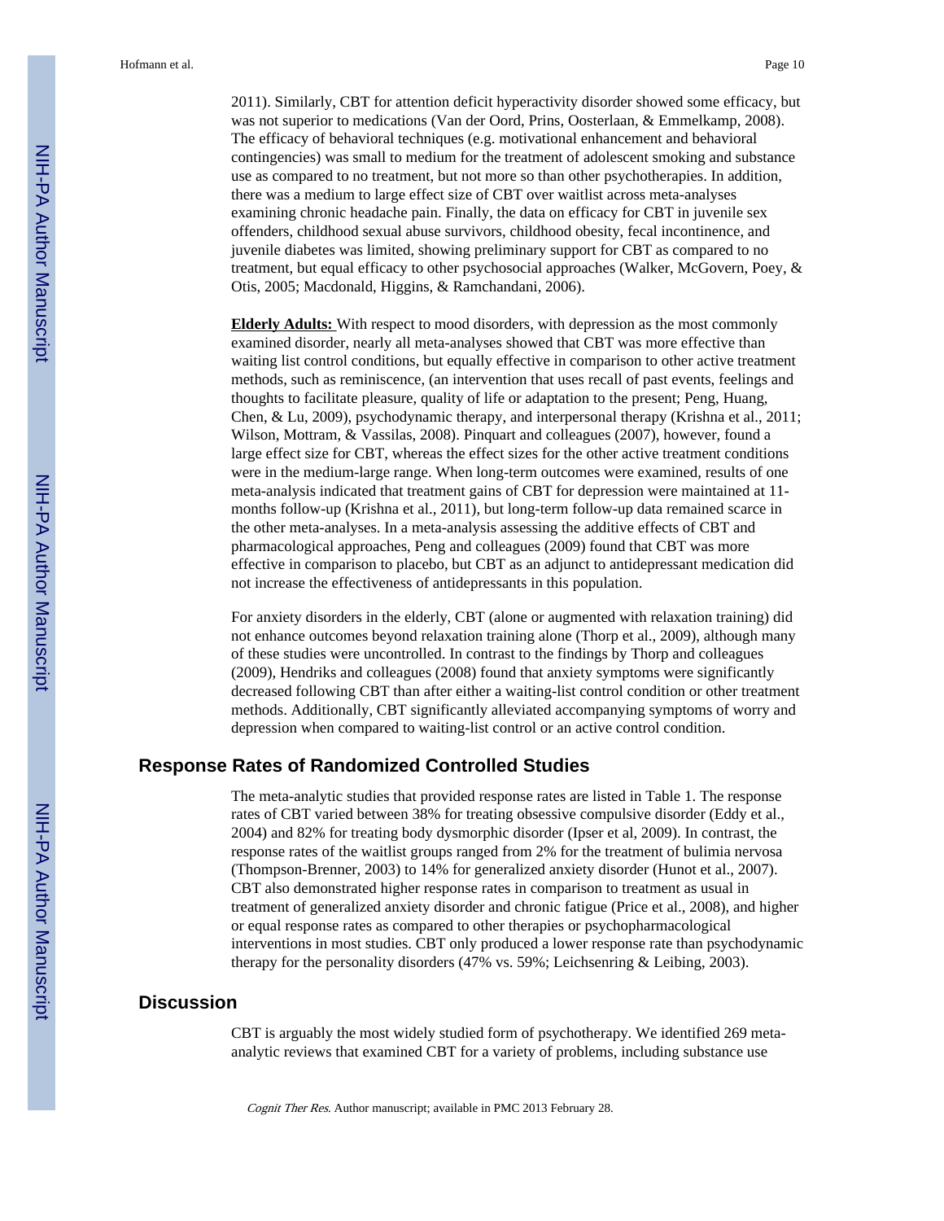2011). Similarly, CBT for attention deficit hyperactivity disorder showed some efficacy, but was not superior to medications (Van der Oord, Prins, Oosterlaan, & Emmelkamp, 2008). The efficacy of behavioral techniques (e.g. motivational enhancement and behavioral contingencies) was small to medium for the treatment of adolescent smoking and substance use as compared to no treatment, but not more so than other psychotherapies. In addition, there was a medium to large effect size of CBT over waitlist across meta-analyses examining chronic headache pain. Finally, the data on efficacy for CBT in juvenile sex offenders, childhood sexual abuse survivors, childhood obesity, fecal incontinence, and juvenile diabetes was limited, showing preliminary support for CBT as compared to no treatment, but equal efficacy to other psychosocial approaches (Walker, McGovern, Poey, & Otis, 2005; Macdonald, Higgins, & Ramchandani, 2006).

**Elderly Adults:** With respect to mood disorders, with depression as the most commonly examined disorder, nearly all meta-analyses showed that CBT was more effective than waiting list control conditions, but equally effective in comparison to other active treatment methods, such as reminiscence, (an intervention that uses recall of past events, feelings and thoughts to facilitate pleasure, quality of life or adaptation to the present; Peng, Huang, Chen, & Lu, 2009), psychodynamic therapy, and interpersonal therapy (Krishna et al., 2011; Wilson, Mottram, & Vassilas, 2008). Pinquart and colleagues (2007), however, found a large effect size for CBT, whereas the effect sizes for the other active treatment conditions were in the medium-large range. When long-term outcomes were examined, results of one meta-analysis indicated that treatment gains of CBT for depression were maintained at 11-months follow-up (Krishna et al., 2011), but long-term follow-up data remained scarce in the other meta-analyses. In a meta-analysis assessing the additive effects of CBT and pharmacological approaches, Peng and colleagues (2009) found that CBT was more effective in comparison to placebo, but CBT as an adjunct to antidepressant medication did not increase the effectiveness of antidepressants in this population.

For anxiety disorders in the elderly, CBT (alone or augmented with relaxation training) did not enhance outcomes beyond relaxation training alone (Thorp et al., 2009), although many of these studies were uncontrolled. In contrast to the findings by Thorp and colleagues (2009), Hendriks and colleagues (2008) found that anxiety symptoms were significantly decreased following CBT than after either a waiting-list control condition or other treatment methods. Additionally, CBT significantly alleviated accompanying symptoms of worry and depression when compared to waiting-list control or an active control condition.

## Response Rates of Randomized Controlled Studies

The meta-analytic studies that provided response rates are listed in Table 1. The response rates of CBT varied between 38% for treating obsessive compulsive disorder (Eddy et al., 2004) and 82% for treating body dysmorphic disorder (Ipser et al, 2009). In contrast, the response rates of the waitlist groups ranged from 2% for the treatment of bulimia nervosa (Thompson-Brenner, 2003) to 14% for generalized anxiety disorder (Hunot et al., 2007). CBT also demonstrated higher response rates in comparison to treatment as usual in treatment of generalized anxiety disorder and chronic fatigue (Price et al., 2008), and higher or equal response rates as compared to other therapies or psychopharmacological interventions in most studies. CBT only produced a lower response rate than psychodynamic therapy for the personality disorders (47% vs. 59%; Leichsenring & Leibing, 2003).

## Discussion

CBT is arguably the most widely studied form of psychotherapy. We identified 269 meta-analytic reviews that examined CBT for a variety of problems, including substance use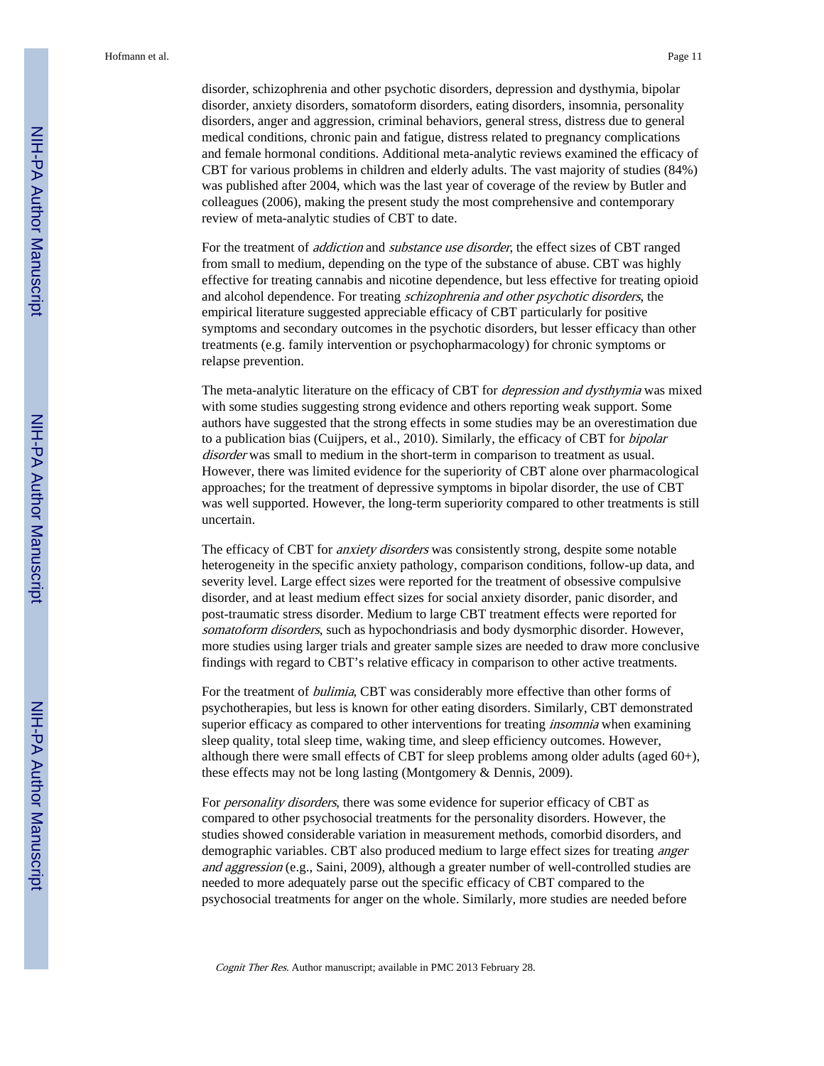disorder, schizophrenia and other psychotic disorders, depression and dysthymia, bipolar disorder, anxiety disorders, somatoform disorders, eating disorders, insomnia, personality disorders, anger and aggression, criminal behaviors, general stress, distress due to general medical conditions, chronic pain and fatigue, distress related to pregnancy complications and female hormonal conditions. Additional meta-analytic reviews examined the efficacy of CBT for various problems in children and elderly adults. The vast majority of studies (84%) was published after 2004, which was the last year of coverage of the review by Butler and colleagues (2006), making the present study the most comprehensive and contemporary review of meta-analytic studies of CBT to date.

For the treatment of *addiction* and *substance use disorder*, the effect sizes of CBT ranged from small to medium, depending on the type of the substance of abuse. CBT was highly effective for treating cannabis and nicotine dependence, but less effective for treating opioid and alcohol dependence. For treating *schizophrenia and other psychotic disorders*, the empirical literature suggested appreciable efficacy of CBT particularly for positive symptoms and secondary outcomes in the psychotic disorders, but lesser efficacy than other treatments (e.g. family intervention or psychopharmacology) for chronic symptoms or relapse prevention.

The meta-analytic literature on the efficacy of CBT for *depression and dysthymia* was mixed with some studies suggesting strong evidence and others reporting weak support. Some authors have suggested that the strong effects in some studies may be an overestimation due to a publication bias (Cuijpers, et al., 2010). Similarly, the efficacy of CBT for *bipolar disorder* was small to medium in the short-term in comparison to treatment as usual. However, there was limited evidence for the superiority of CBT alone over pharmacological approaches; for the treatment of depressive symptoms in bipolar disorder, the use of CBT was well supported. However, the long-term superiority compared to other treatments is still uncertain.

The efficacy of CBT for *anxiety disorders* was consistently strong, despite some notable heterogeneity in the specific anxiety pathology, comparison conditions, follow-up data, and severity level. Large effect sizes were reported for the treatment of obsessive compulsive disorder, and at least medium effect sizes for social anxiety disorder, panic disorder, and post-traumatic stress disorder. Medium to large CBT treatment effects were reported for *somatoform disorders*, such as hypochondriasis and body dysmorphic disorder. However, more studies using larger trials and greater sample sizes are needed to draw more conclusive findings with regard to CBT's relative efficacy in comparison to other active treatments.

For the treatment of *bulimia*, CBT was considerably more effective than other forms of psychotherapies, but less is known for other eating disorders. Similarly, CBT demonstrated superior efficacy as compared to other interventions for treating *insomnia* when examining sleep quality, total sleep time, waking time, and sleep efficiency outcomes. However, although there were small effects of CBT for sleep problems among older adults (aged 60+), these effects may not be long lasting (Montgomery & Dennis, 2009).

For *personality disorders*, there was some evidence for superior efficacy of CBT as compared to other psychosocial treatments for the personality disorders. However, the studies showed considerable variation in measurement methods, comorbid disorders, and demographic variables. CBT also produced medium to large effect sizes for treating *anger and aggression* (e.g., Saini, 2009), although a greater number of well-controlled studies are needed to more adequately parse out the specific efficacy of CBT compared to the psychosocial treatments for anger on the whole. Similarly, more studies are needed before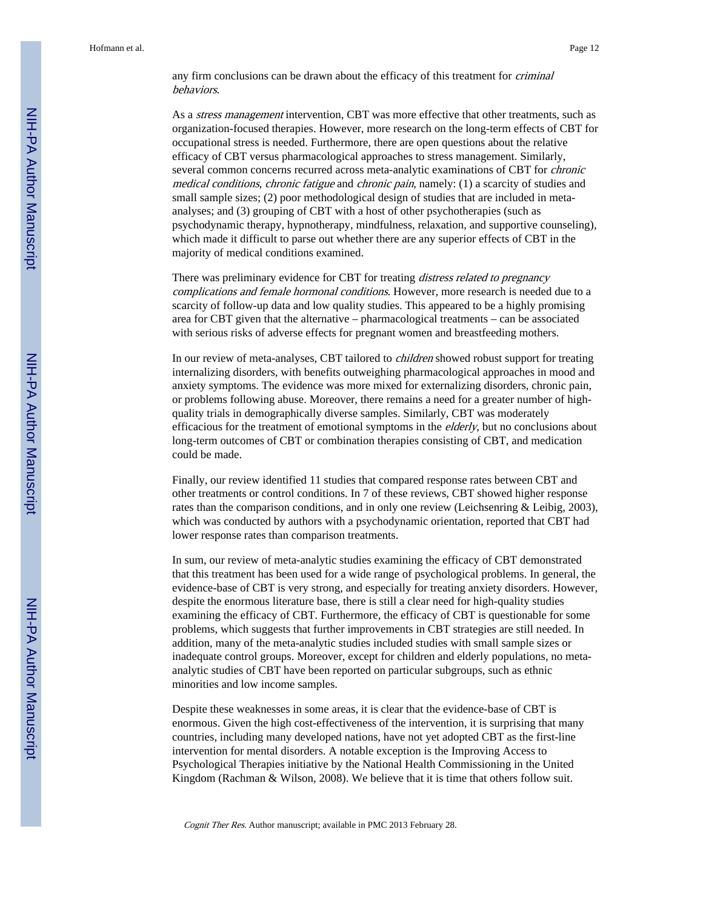any firm conclusions can be drawn about the efficacy of this treatment for *criminal behaviors*.

As a *stress management* intervention, CBT was more effective that other treatments, such as organization-focused therapies. However, more research on the long-term effects of CBT for occupational stress is needed. Furthermore, there are open questions about the relative efficacy of CBT versus pharmacological approaches to stress management. Similarly, several common concerns recurred across meta-analytic examinations of CBT for *chronic medical conditions*, *chronic fatigue* and *chronic pain*, namely: (1) a scarcity of studies and small sample sizes; (2) poor methodological design of studies that are included in meta-analyses; and (3) grouping of CBT with a host of other psychotherapies (such as psychodynamic therapy, hypnotherapy, mindfulness, relaxation, and supportive counseling), which made it difficult to parse out whether there are any superior effects of CBT in the majority of medical conditions examined.

There was preliminary evidence for CBT for treating *distress related to pregnancy complications and female hormonal conditions*. However, more research is needed due to a scarcity of follow-up data and low quality studies. This appeared to be a highly promising area for CBT given that the alternative – pharmacological treatments – can be associated with serious risks of adverse effects for pregnant women and breastfeeding mothers.

In our review of meta-analyses, CBT tailored to *children* showed robust support for treating internalizing disorders, with benefits outweighing pharmacological approaches in mood and anxiety symptoms. The evidence was more mixed for externalizing disorders, chronic pain, or problems following abuse. Moreover, there remains a need for a greater number of high-quality trials in demographically diverse samples. Similarly, CBT was moderately efficacious for the treatment of emotional symptoms in the *elderly*, but no conclusions about long-term outcomes of CBT or combination therapies consisting of CBT, and medication could be made.

Finally, our review identified 11 studies that compared response rates between CBT and other treatments or control conditions. In 7 of these reviews, CBT showed higher response rates than the comparison conditions, and in only one review (Leichsenring & Leibig, 2003), which was conducted by authors with a psychodynamic orientation, reported that CBT had lower response rates than comparison treatments.

In sum, our review of meta-analytic studies examining the efficacy of CBT demonstrated that this treatment has been used for a wide range of psychological problems. In general, the evidence-base of CBT is very strong, and especially for treating anxiety disorders. However, despite the enormous literature base, there is still a clear need for high-quality studies examining the efficacy of CBT. Furthermore, the efficacy of CBT is questionable for some problems, which suggests that further improvements in CBT strategies are still needed. In addition, many of the meta-analytic studies included studies with small sample sizes or inadequate control groups. Moreover, except for children and elderly populations, no meta-analytic studies of CBT have been reported on particular subgroups, such as ethnic minorities and low income samples.

Despite these weaknesses in some areas, it is clear that the evidence-base of CBT is enormous. Given the high cost-effectiveness of the intervention, it is surprising that many countries, including many developed nations, have not yet adopted CBT as the first-line intervention for mental disorders. A notable exception is the Improving Access to Psychological Therapies initiative by the National Health Commissioning in the United Kingdom (Rachman & Wilson, 2008). We believe that it is time that others follow suit.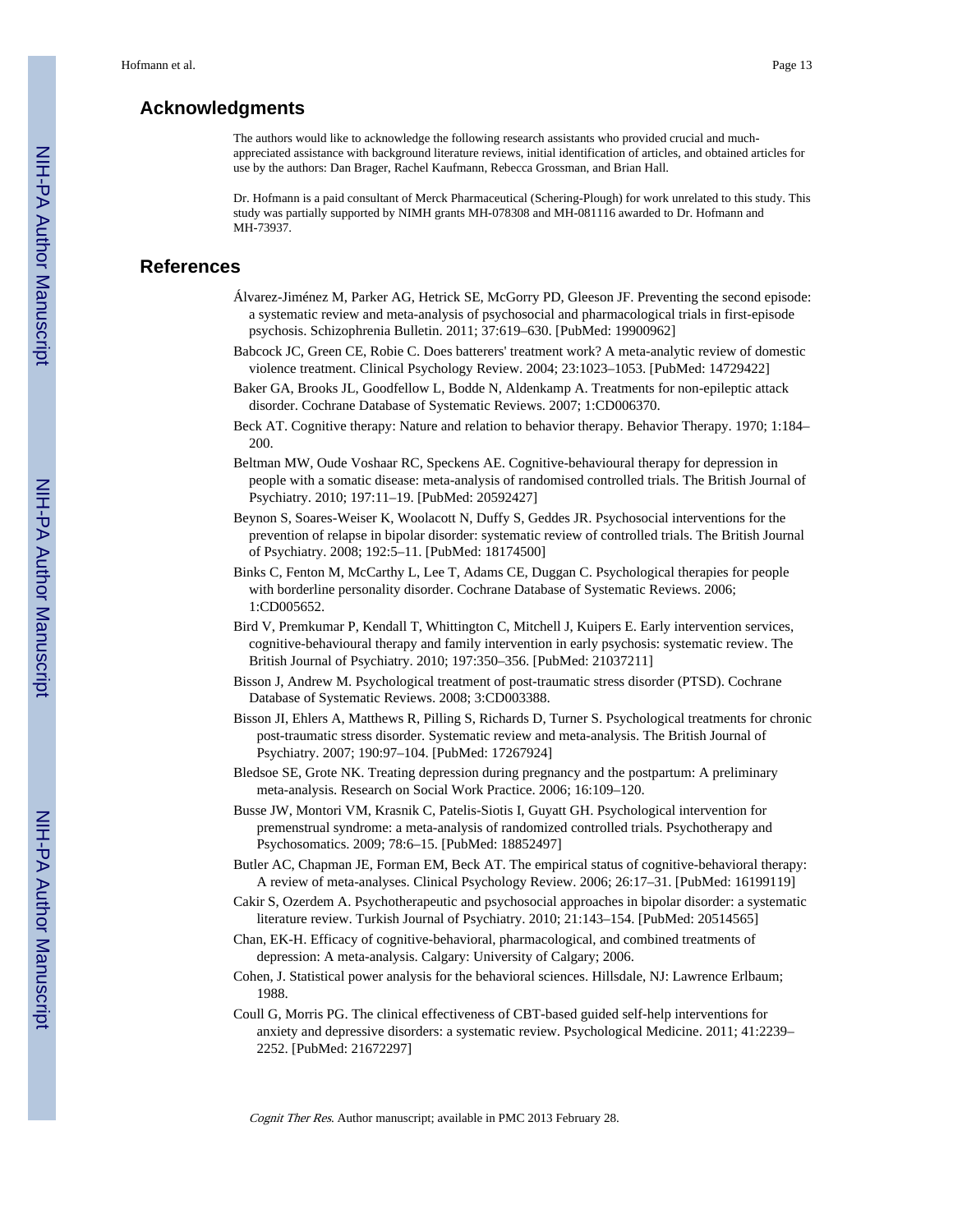## Acknowledgments

The authors would like to acknowledge the following research assistants who provided crucial and much-appreciated assistance with background literature reviews, initial identification of articles, and obtained articles for use by the authors: Dan Brager, Rachel Kaufmann, Rebecca Grossman, and Brian Hall.

Dr. Hofmann is a paid consultant of Merck Pharmaceutical (Schering-Plough) for work unrelated to this study. This study was partially supported by NIMH grants MH-078308 and MH-081116 awarded to Dr. Hofmann and MH-73937.

## References

Álvarez-Jiménez M, Parker AG, Hetrick SE, McGorry PD, Gleeson JF. Preventing the second episode: a systematic review and meta-analysis of psychosocial and pharmacological trials in first-episode psychosis. Schizophrenia Bulletin. 2011; 37:619–630. [PubMed: 19900962]

Babcock JC, Green CE, Robie C. Does batterers' treatment work? A meta-analytic review of domestic violence treatment. Clinical Psychology Review. 2004; 23:1023–1053. [PubMed: 14729422]

Baker GA, Brooks JL, Goodfellow L, Bodde N, Aldenkamp A. Treatments for non-epileptic attack disorder. Cochrane Database of Systematic Reviews. 2007; 1:CD006370.

Beck AT. Cognitive therapy: Nature and relation to behavior therapy. Behavior Therapy. 1970; 1:184–200.

Beltman MW, Oude Voshaar RC, Speckens AE. Cognitive-behavioural therapy for depression in people with a somatic disease: meta-analysis of randomised controlled trials. The British Journal of Psychiatry. 2010; 197:11–19. [PubMed: 20592427]

Beynon S, Soares-Weiser K, Woolacott N, Duffy S, Geddes JR. Psychosocial interventions for the prevention of relapse in bipolar disorder: systematic review of controlled trials. The British Journal of Psychiatry. 2008; 192:5–11. [PubMed: 18174500]

Binks C, Fenton M, McCarthy L, Lee T, Adams CE, Duggan C. Psychological therapies for people with borderline personality disorder. Cochrane Database of Systematic Reviews. 2006; 1:CD005652.

Bird V, Premkumar P, Kendall T, Whittington C, Mitchell J, Kuipers E. Early intervention services, cognitive-behavioural therapy and family intervention in early psychosis: systematic review. The British Journal of Psychiatry. 2010; 197:350–356. [PubMed: 21037211]

Bisson J, Andrew M. Psychological treatment of post-traumatic stress disorder (PTSD). Cochrane Database of Systematic Reviews. 2008; 3:CD003388.

Bisson JI, Ehlers A, Matthews R, Pilling S, Richards D, Turner S. Psychological treatments for chronic post-traumatic stress disorder. Systematic review and meta-analysis. The British Journal of Psychiatry. 2007; 190:97–104. [PubMed: 17267924]

Bledsoe SE, Grote NK. Treating depression during pregnancy and the postpartum: A preliminary meta-analysis. Research on Social Work Practice. 2006; 16:109–120.

Busse JW, Montori VM, Krasnik C, Patelis-Siotis I, Guyatt GH. Psychological intervention for premenstrual syndrome: a meta-analysis of randomized controlled trials. Psychotherapy and Psychosomatics. 2009; 78:6–15. [PubMed: 18852497]

Butler AC, Chapman JE, Forman EM, Beck AT. The empirical status of cognitive-behavioral therapy: A review of meta-analyses. Clinical Psychology Review. 2006; 26:17–31. [PubMed: 16199119]

Cakir S, Ozerdem A. Psychotherapeutic and psychosocial approaches in bipolar disorder: a systematic literature review. Turkish Journal of Psychiatry. 2010; 21:143–154. [PubMed: 20514565]

Chan, EK-H. Efficacy of cognitive-behavioral, pharmacological, and combined treatments of depression: A meta-analysis. Calgary: University of Calgary; 2006.

Cohen, J. Statistical power analysis for the behavioral sciences. Hillsdale, NJ: Lawrence Erlbaum; 1988.

Coull G, Morris PG. The clinical effectiveness of CBT-based guided self-help interventions for anxiety and depressive disorders: a systematic review. Psychological Medicine. 2011; 41:2239–2252. [PubMed: 21672297]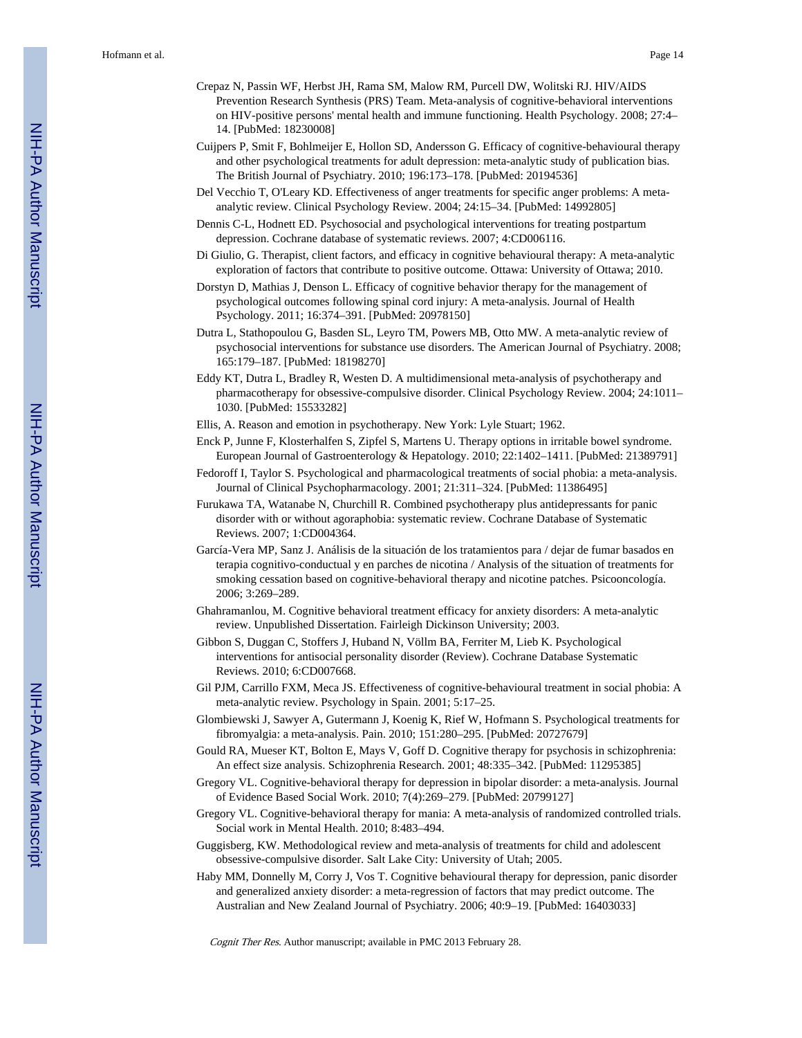Crepaz N, Passin WF, Herbst JH, Rama SM, Malow RM, Purcell DW, Wolitski RJ. HIV/AIDS Prevention Research Synthesis (PRS) Team. Meta-analysis of cognitive-behavioral interventions on HIV-positive persons' mental health and immune functioning. Health Psychology. 2008; 27:4–14. [PubMed: 18230008]

Cuijpers P, Smit F, Bohlmeijer E, Hollon SD, Andersson G. Efficacy of cognitive-behavioural therapy and other psychological treatments for adult depression: meta-analytic study of publication bias. The British Journal of Psychiatry. 2010; 196:173–178. [PubMed: 20194536]

Del Vecchio T, O'Leary KD. Effectiveness of anger treatments for specific anger problems: A meta-analytic review. Clinical Psychology Review. 2004; 24:15–34. [PubMed: 14992805]

Dennis C-L, Hodnett ED. Psychosocial and psychological interventions for treating postpartum depression. Cochrane database of systematic reviews. 2007; 4:CD006116.

Di Giulio, G. Therapist, client factors, and efficacy in cognitive behavioural therapy: A meta-analytic exploration of factors that contribute to positive outcome. Ottawa: University of Ottawa; 2010.

Dorstyn D, Mathias J, Denson L. Efficacy of cognitive behavior therapy for the management of psychological outcomes following spinal cord injury: A meta-analysis. Journal of Health Psychology. 2011; 16:374–391. [PubMed: 20978150]

Dutra L, Stathopoulou G, Basden SL, Leyro TM, Powers MB, Otto MW. A meta-analytic review of psychosocial interventions for substance use disorders. The American Journal of Psychiatry. 2008; 165:179–187. [PubMed: 18198270]

Eddy KT, Dutra L, Bradley R, Westen D. A multidimensional meta-analysis of psychotherapy and pharmacotherapy for obsessive-compulsive disorder. Clinical Psychology Review. 2004; 24:1011–1030. [PubMed: 15533282]

Ellis, A. Reason and emotion in psychotherapy. New York: Lyle Stuart; 1962.

Enck P, Junne F, Klosterhalfen S, Zipfel S, Martens U. Therapy options in irritable bowel syndrome. European Journal of Gastroenterology & Hepatology. 2010; 22:1402–1411. [PubMed: 21389791]

Fedoroff I, Taylor S. Psychological and pharmacological treatments of social phobia: a meta-analysis. Journal of Clinical Psychopharmacology. 2001; 21:311–324. [PubMed: 11386495]

Furukawa TA, Watanabe N, Churchill R. Combined psychotherapy plus antidepressants for panic disorder with or without agoraphobia: systematic review. Cochrane Database of Systematic Reviews. 2007; 1:CD004364.

García-Vera MP, Sanz J. Análisis de la situación de los tratamientos para / dejar de fumar basados en terapia cognitivo-conductual y en parches de nicotina / Analysis of the situation of treatments for smoking cessation based on cognitive-behavioral therapy and nicotine patches. Psicooncología. 2006; 3:269–289.

Ghahramanlou, M. Cognitive behavioral treatment efficacy for anxiety disorders: A meta-analytic review. Unpublished Dissertation. Fairleigh Dickinson University; 2003.

Gibbon S, Duggan C, Stoffers J, Huband N, Völlm BA, Ferriter M, Lieb K. Psychological interventions for antisocial personality disorder (Review). Cochrane Database Systematic Reviews. 2010; 6:CD007668.

Gil PJM, Carrillo FXM, Meca JS. Effectiveness of cognitive-behavioural treatment in social phobia: A meta-analytic review. Psychology in Spain. 2001; 5:17–25.

Glombiewski J, Sawyer A, Gutermann J, Koenig K, Rief W, Hofmann S. Psychological treatments for fibromyalgia: a meta-analysis. Pain. 2010; 151:280–295. [PubMed: 20727679]

Gould RA, Mueser KT, Bolton E, Mays V, Goff D. Cognitive therapy for psychosis in schizophrenia: An effect size analysis. Schizophrenia Research. 2001; 48:335–342. [PubMed: 11295385]

Gregory VL. Cognitive-behavioral therapy for depression in bipolar disorder: a meta-analysis. Journal of Evidence Based Social Work. 2010; 7(4):269–279. [PubMed: 20799127]

Gregory VL. Cognitive-behavioral therapy for mania: A meta-analysis of randomized controlled trials. Social work in Mental Health. 2010; 8:483–494.

Guggisberg, KW. Methodological review and meta-analysis of treatments for child and adolescent obsessive-compulsive disorder. Salt Lake City: University of Utah; 2005.

Haby MM, Donnelly M, Corry J, Vos T. Cognitive behavioural therapy for depression, panic disorder and generalized anxiety disorder: a meta-regression of factors that may predict outcome. The Australian and New Zealand Journal of Psychiatry. 2006; 40:9–19. [PubMed: 16403033]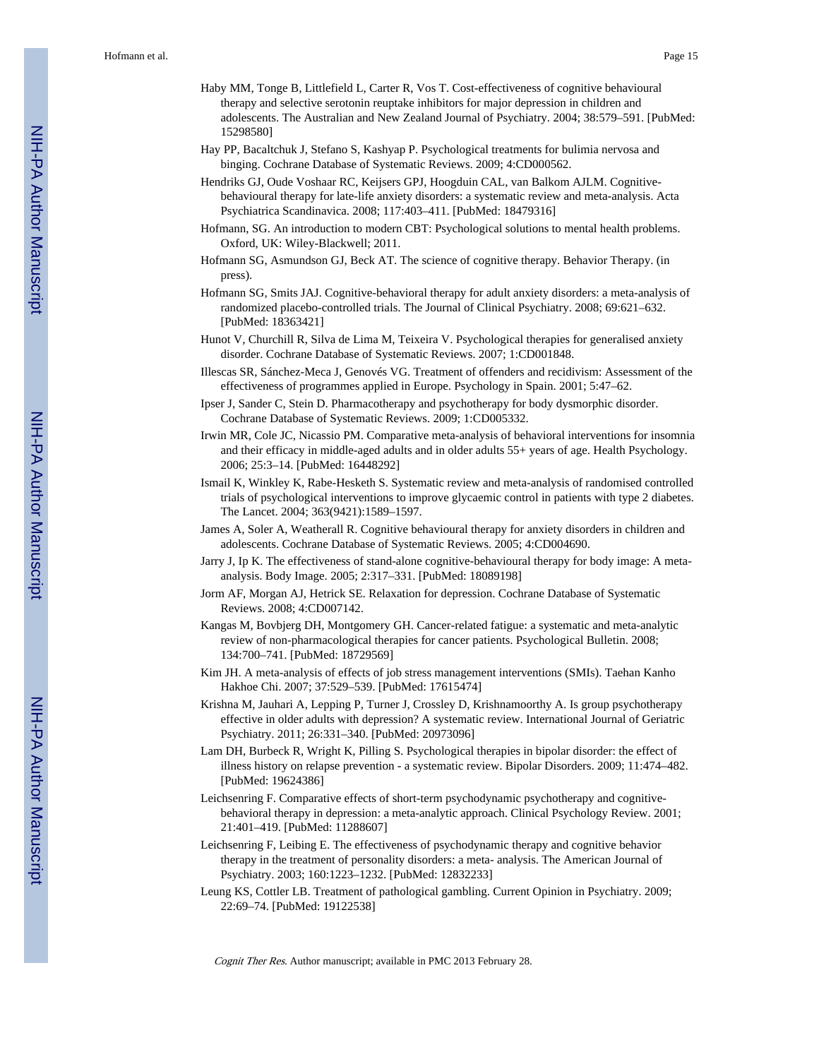Haby MM, Tonge B, Littlefield L, Carter R, Vos T. Cost-effectiveness of cognitive behavioural therapy and selective serotonin reuptake inhibitors for major depression in children and adolescents. The Australian and New Zealand Journal of Psychiatry. 2004; 38:579–591. [PubMed: 15298580]

Hay PP, Bacaltchuk J, Stefano S, Kashyap P. Psychological treatments for bulimia nervosa and binging. Cochrane Database of Systematic Reviews. 2009; 4:CD000562.

Hendriks GJ, Oude Voshaar RC, Keijsers GPJ, Hoogduin CAL, van Balkom AJLM. Cognitive-behavioural therapy for late-life anxiety disorders: a systematic review and meta-analysis. Acta Psychiatrica Scandinavica. 2008; 117:403–411. [PubMed: 18479316]

Hofmann, SG. An introduction to modern CBT: Psychological solutions to mental health problems. Oxford, UK: Wiley-Blackwell; 2011.

Hofmann SG, Asmundson GJ, Beck AT. The science of cognitive therapy. Behavior Therapy. (in press).

Hofmann SG, Smits JAJ. Cognitive-behavioral therapy for adult anxiety disorders: a meta-analysis of randomized placebo-controlled trials. The Journal of Clinical Psychiatry. 2008; 69:621–632. [PubMed: 18363421]

Hunot V, Churchill R, Silva de Lima M, Teixeira V. Psychological therapies for generalised anxiety disorder. Cochrane Database of Systematic Reviews. 2007; 1:CD001848.

Illescas SR, Sánchez-Meca J, Genovés VG. Treatment of offenders and recidivism: Assessment of the effectiveness of programmes applied in Europe. Psychology in Spain. 2001; 5:47–62.

Ipser J, Sander C, Stein D. Pharmacotherapy and psychotherapy for body dysmorphic disorder. Cochrane Database of Systematic Reviews. 2009; 1:CD005332.

Irwin MR, Cole JC, Nicassio PM. Comparative meta-analysis of behavioral interventions for insomnia and their efficacy in middle-aged adults and in older adults 55+ years of age. Health Psychology. 2006; 25:3–14. [PubMed: 16448292]

Ismail K, Winkley K, Rabe-Hesketh S. Systematic review and meta-analysis of randomised controlled trials of psychological interventions to improve glycaemic control in patients with type 2 diabetes. The Lancet. 2004; 363(9421):1589–1597.

James A, Soler A, Weatherall R. Cognitive behavioural therapy for anxiety disorders in children and adolescents. Cochrane Database of Systematic Reviews. 2005; 4:CD004690.

Jarry J, Ip K. The effectiveness of stand-alone cognitive-behavioural therapy for body image: A meta-analysis. Body Image. 2005; 2:317–331. [PubMed: 18089198]

Jorm AF, Morgan AJ, Hetrick SE. Relaxation for depression. Cochrane Database of Systematic Reviews. 2008; 4:CD007142.

Kangas M, Bovbjerg DH, Montgomery GH. Cancer-related fatigue: a systematic and meta-analytic review of non-pharmacological therapies for cancer patients. Psychological Bulletin. 2008; 134:700–741. [PubMed: 18729569]

Kim JH. A meta-analysis of effects of job stress management interventions (SMIs). Taehan Kanho Hakhoe Chi. 2007; 37:529–539. [PubMed: 17615474]

Krishna M, Jauhari A, Lepping P, Turner J, Crossley D, Krishnamoorthy A. Is group psychotherapy effective in older adults with depression? A systematic review. International Journal of Geriatric Psychiatry. 2011; 26:331–340. [PubMed: 20973096]

Lam DH, Burbeck R, Wright K, Pilling S. Psychological therapies in bipolar disorder: the effect of illness history on relapse prevention - a systematic review. Bipolar Disorders. 2009; 11:474–482. [PubMed: 19624386]

Leichsenring F. Comparative effects of short-term psychodynamic psychotherapy and cognitive-behavioral therapy in depression: a meta-analytic approach. Clinical Psychology Review. 2001; 21:401–419. [PubMed: 11288607]

Leichsenring F, Leibing E. The effectiveness of psychodynamic therapy and cognitive behavior therapy in the treatment of personality disorders: a meta- analysis. The American Journal of Psychiatry. 2003; 160:1223–1232. [PubMed: 12832233]

Leung KS, Cottler LB. Treatment of pathological gambling. Current Opinion in Psychiatry. 2009; 22:69–74. [PubMed: 19122538]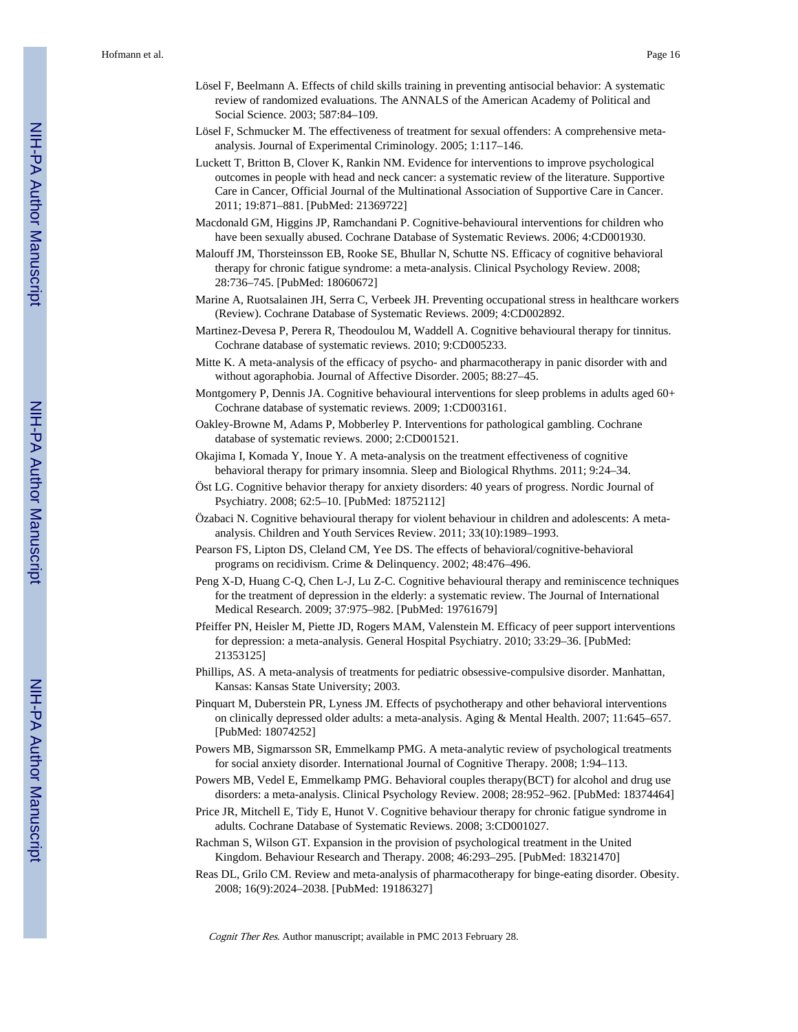Lösel F, Beelmann A. Effects of child skills training in preventing antisocial behavior: A systematic review of randomized evaluations. The ANNALS of the American Academy of Political and Social Science. 2003; 587:84–109.

Lösel F, Schmucker M. The effectiveness of treatment for sexual offenders: A comprehensive meta-analysis. Journal of Experimental Criminology. 2005; 1:117–146.

Luckett T, Britton B, Clover K, Rankin NM. Evidence for interventions to improve psychological outcomes in people with head and neck cancer: a systematic review of the literature. Supportive Care in Cancer, Official Journal of the Multinational Association of Supportive Care in Cancer. 2011; 19:871–881. [PubMed: 21369722]

Macdonald GM, Higgins JP, Ramchandani P. Cognitive-behavioural interventions for children who have been sexually abused. Cochrane Database of Systematic Reviews. 2006; 4:CD001930.

Malouff JM, Thorsteinsson EB, Rooke SE, Bhullar N, Schutte NS. Efficacy of cognitive behavioral therapy for chronic fatigue syndrome: a meta-analysis. Clinical Psychology Review. 2008; 28:736–745. [PubMed: 18060672]

Marine A, Ruotsalainen JH, Serra C, Verbeek JH. Preventing occupational stress in healthcare workers (Review). Cochrane Database of Systematic Reviews. 2009; 4:CD002892.

Martinez-Devesa P, Perera R, Theodoulou M, Waddell A. Cognitive behavioural therapy for tinnitus. Cochrane database of systematic reviews. 2010; 9:CD005233.

Mitte K. A meta-analysis of the efficacy of psycho- and pharmacotherapy in panic disorder with and without agoraphobia. Journal of Affective Disorder. 2005; 88:27–45.

Montgomery P, Dennis JA. Cognitive behavioural interventions for sleep problems in adults aged 60+ Cochrane database of systematic reviews. 2009; 1:CD003161.

Oakley-Browne M, Adams P, Mobberley P. Interventions for pathological gambling. Cochrane database of systematic reviews. 2000; 2:CD001521.

Okajima I, Komada Y, Inoue Y. A meta-analysis on the treatment effectiveness of cognitive behavioral therapy for primary insomnia. Sleep and Biological Rhythms. 2011; 9:24–34.

Öst LG. Cognitive behavior therapy for anxiety disorders: 40 years of progress. Nordic Journal of Psychiatry. 2008; 62:5–10. [PubMed: 18752112]

Özabaci N. Cognitive behavioural therapy for violent behaviour in children and adolescents: A meta-analysis. Children and Youth Services Review. 2011; 33(10):1989–1993.

Pearson FS, Lipton DS, Cleland CM, Yee DS. The effects of behavioral/cognitive-behavioral programs on recidivism. Crime & Delinquency. 2002; 48:476–496.

Peng X-D, Huang C-Q, Chen L-J, Lu Z-C. Cognitive behavioural therapy and reminiscence techniques for the treatment of depression in the elderly: a systematic review. The Journal of International Medical Research. 2009; 37:975–982. [PubMed: 19761679]

Pfeiffer PN, Heisler M, Piette JD, Rogers MAM, Valenstein M. Efficacy of peer support interventions for depression: a meta-analysis. General Hospital Psychiatry. 2010; 33:29–36. [PubMed: 21353125]

Phillips, AS. A meta-analysis of treatments for pediatric obsessive-compulsive disorder. Manhattan, Kansas: Kansas State University; 2003.

Pinquart M, Duberstein PR, Lyness JM. Effects of psychotherapy and other behavioral interventions on clinically depressed older adults: a meta-analysis. Aging & Mental Health. 2007; 11:645–657. [PubMed: 18074252]

Powers MB, Sigmarsson SR, Emmelkamp PMG. A meta-analytic review of psychological treatments for social anxiety disorder. International Journal of Cognitive Therapy. 2008; 1:94–113.

Powers MB, Vedel E, Emmelkamp PMG. Behavioral couples therapy(BCT) for alcohol and drug use disorders: a meta-analysis. Clinical Psychology Review. 2008; 28:952–962. [PubMed: 18374464]

Price JR, Mitchell E, Tidy E, Hunot V. Cognitive behaviour therapy for chronic fatigue syndrome in adults. Cochrane Database of Systematic Reviews. 2008; 3:CD001027.

Rachman S, Wilson GT. Expansion in the provision of psychological treatment in the United Kingdom. Behaviour Research and Therapy. 2008; 46:293–295. [PubMed: 18321470]

Reas DL, Grilo CM. Review and meta-analysis of pharmacotherapy for binge-eating disorder. Obesity. 2008; 16(9):2024–2038. [PubMed: 19186327]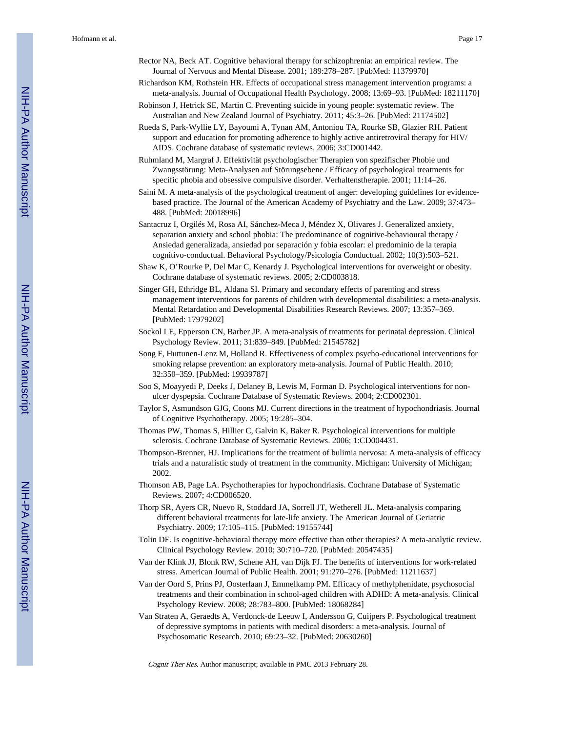Rector NA, Beck AT. Cognitive behavioral therapy for schizophrenia: an empirical review. The Journal of Nervous and Mental Disease. 2001; 189:278–287. [PubMed: 11379970]

Richardson KM, Rothstein HR. Effects of occupational stress management intervention programs: a meta-analysis. Journal of Occupational Health Psychology. 2008; 13:69–93. [PubMed: 18211170]

Robinson J, Hetrick SE, Martin C. Preventing suicide in young people: systematic review. The Australian and New Zealand Journal of Psychiatry. 2011; 45:3–26. [PubMed: 21174502]

Rueda S, Park-Wyllie LY, Bayoumi A, Tynan AM, Antoniou TA, Rourke SB, Glazier RH. Patient support and education for promoting adherence to highly active antiretroviral therapy for HIV/AIDS. Cochrane database of systematic reviews. 2006; 3:CD001442.

Ruhmland M, Margraf J. Effektivität psychologischer Therapien von spezifischer Phobie und Zwangsstörung: Meta-Analysen auf Störungsebene / Efficacy of psychological treatments for specific phobia and obsessive compulsive disorder. Verhaltenstherapie. 2001; 11:14–26.

Saini M. A meta-analysis of the psychological treatment of anger: developing guidelines for evidence-based practice. The Journal of the American Academy of Psychiatry and the Law. 2009; 37:473–488. [PubMed: 20018996]

Santacruz I, Orgilés M, Rosa AI, Sánchez-Meca J, Méndez X, Olivares J. Generalized anxiety, separation anxiety and school phobia: The predominance of cognitive-behavioural therapy / Ansiedad generalizada, ansiedad por separación y fobia escolar: el predominio de la terapia cognitivo-conductual. Behavioral Psychology/Psicología Conductual. 2002; 10(3):503–521.

Shaw K, O'Rourke P, Del Mar C, Kenardy J. Psychological interventions for overweight or obesity. Cochrane database of systematic reviews. 2005; 2:CD003818.

Singer GH, Ethridge BL, Aldana SI. Primary and secondary effects of parenting and stress management interventions for parents of children with developmental disabilities: a meta-analysis. Mental Retardation and Developmental Disabilities Research Reviews. 2007; 13:357–369. [PubMed: 17979202]

Sockol LE, Epperson CN, Barber JP. A meta-analysis of treatments for perinatal depression. Clinical Psychology Review. 2011; 31:839–849. [PubMed: 21545782]

Song F, Huttunen-Lenz M, Holland R. Effectiveness of complex psycho-educational interventions for smoking relapse prevention: an exploratory meta-analysis. Journal of Public Health. 2010; 32:350–359. [PubMed: 19939787]

Soo S, Moayyedi P, Deeks J, Delaney B, Lewis M, Forman D. Psychological interventions for non-ulcer dyspepsia. Cochrane Database of Systematic Reviews. 2004; 2:CD002301.

Taylor S, Asmundson GJG, Coons MJ. Current directions in the treatment of hypochondriasis. Journal of Cognitive Psychotherapy. 2005; 19:285–304.

Thomas PW, Thomas S, Hillier C, Galvin K, Baker R. Psychological interventions for multiple sclerosis. Cochrane Database of Systematic Reviews. 2006; 1:CD004431.

Thompson-Brenner, HJ. Implications for the treatment of bulimia nervosa: A meta-analysis of efficacy trials and a naturalistic study of treatment in the community. Michigan: University of Michigan; 2002.

Thomson AB, Page LA. Psychotherapies for hypochondriasis. Cochrane Database of Systematic Reviews. 2007; 4:CD006520.

Thorp SR, Ayers CR, Nuevo R, Stoddard JA, Sorrell JT, Wetherell JL. Meta-analysis comparing different behavioral treatments for late-life anxiety. The American Journal of Geriatric Psychiatry. 2009; 17:105–115. [PubMed: 19155744]

Tolin DF. Is cognitive-behavioral therapy more effective than other therapies? A meta-analytic review. Clinical Psychology Review. 2010; 30:710–720. [PubMed: 20547435]

Van der Klink JJ, Blonk RW, Schene AH, van Dijk FJ. The benefits of interventions for work-related stress. American Journal of Public Health. 2001; 91:270–276. [PubMed: 11211637]

Van der Oord S, Prins PJ, Oosterlaan J, Emmelkamp PM. Efficacy of methylphenidate, psychosocial treatments and their combination in school-aged children with ADHD: A meta-analysis. Clinical Psychology Review. 2008; 28:783–800. [PubMed: 18068284]

Van Straten A, Geraedts A, Verdonck-de Leeuw I, Andersson G, Cuijpers P. Psychological treatment of depressive symptoms in patients with medical disorders: a meta-analysis. Journal of Psychosomatic Research. 2010; 69:23–32. [PubMed: 20630260]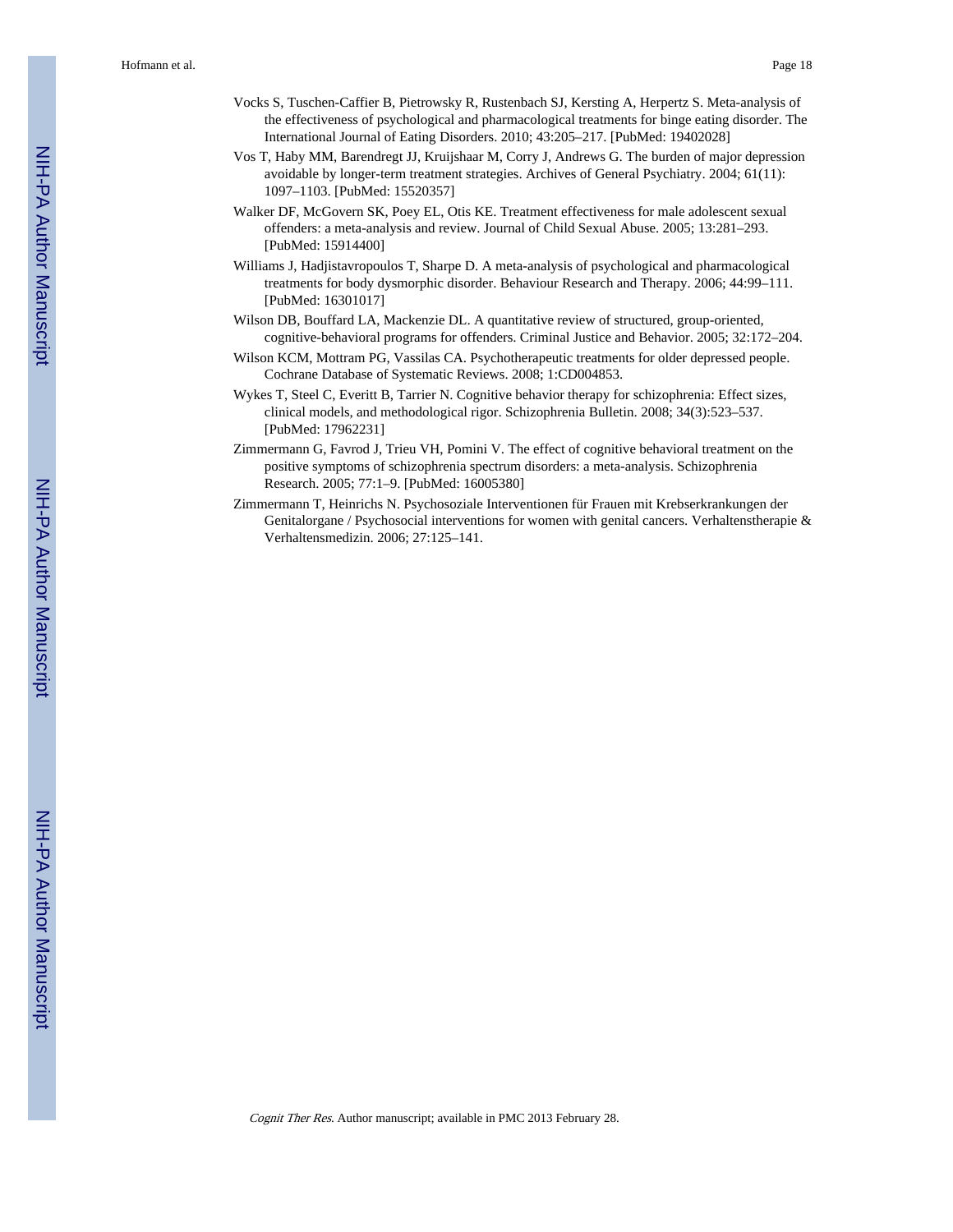Vocks S, Tuschen-Caffier B, Pietrowsky R, Rustenbach SJ, Kersting A, Herpertz S. Meta-analysis of the effectiveness of psychological and pharmacological treatments for binge eating disorder. The International Journal of Eating Disorders. 2010; 43:205–217. [PubMed: 19402028]

Vos T, Haby MM, Barendregt JJ, Kruijshaar M, Corry J, Andrews G. The burden of major depression avoidable by longer-term treatment strategies. Archives of General Psychiatry. 2004; 61(11): 1097–1103. [PubMed: 15520357]

Walker DF, McGovern SK, Poey EL, Otis KE. Treatment effectiveness for male adolescent sexual offenders: a meta-analysis and review. Journal of Child Sexual Abuse. 2005; 13:281–293. [PubMed: 15914400]

Williams J, Hadjistavropoulos T, Sharpe D. A meta-analysis of psychological and pharmacological treatments for body dysmorphic disorder. Behaviour Research and Therapy. 2006; 44:99–111. [PubMed: 16301017]

Wilson DB, Bouffard LA, Mackenzie DL. A quantitative review of structured, group-oriented, cognitive-behavioral programs for offenders. Criminal Justice and Behavior. 2005; 32:172–204.

Wilson KCM, Mottram PG, Vassilas CA. Psychotherapeutic treatments for older depressed people. Cochrane Database of Systematic Reviews. 2008; 1:CD004853.

Wykes T, Steel C, Everitt B, Tarrier N. Cognitive behavior therapy for schizophrenia: Effect sizes, clinical models, and methodological rigor. Schizophrenia Bulletin. 2008; 34(3):523–537. [PubMed: 17962231]

Zimmermann G, Favrod J, Trieu VH, Pomini V. The effect of cognitive behavioral treatment on the positive symptoms of schizophrenia spectrum disorders: a meta-analysis. Schizophrenia Research. 2005; 77:1–9. [PubMed: 16005380]

Zimmermann T, Heinrichs N. Psychosoziale Interventionen für Frauen mit Krebserkrankungen der Genitalorgane / Psychosocial interventions for women with genital cancers. Verhaltenstherapie & Verhaltensmedizin. 2006; 27:125–141.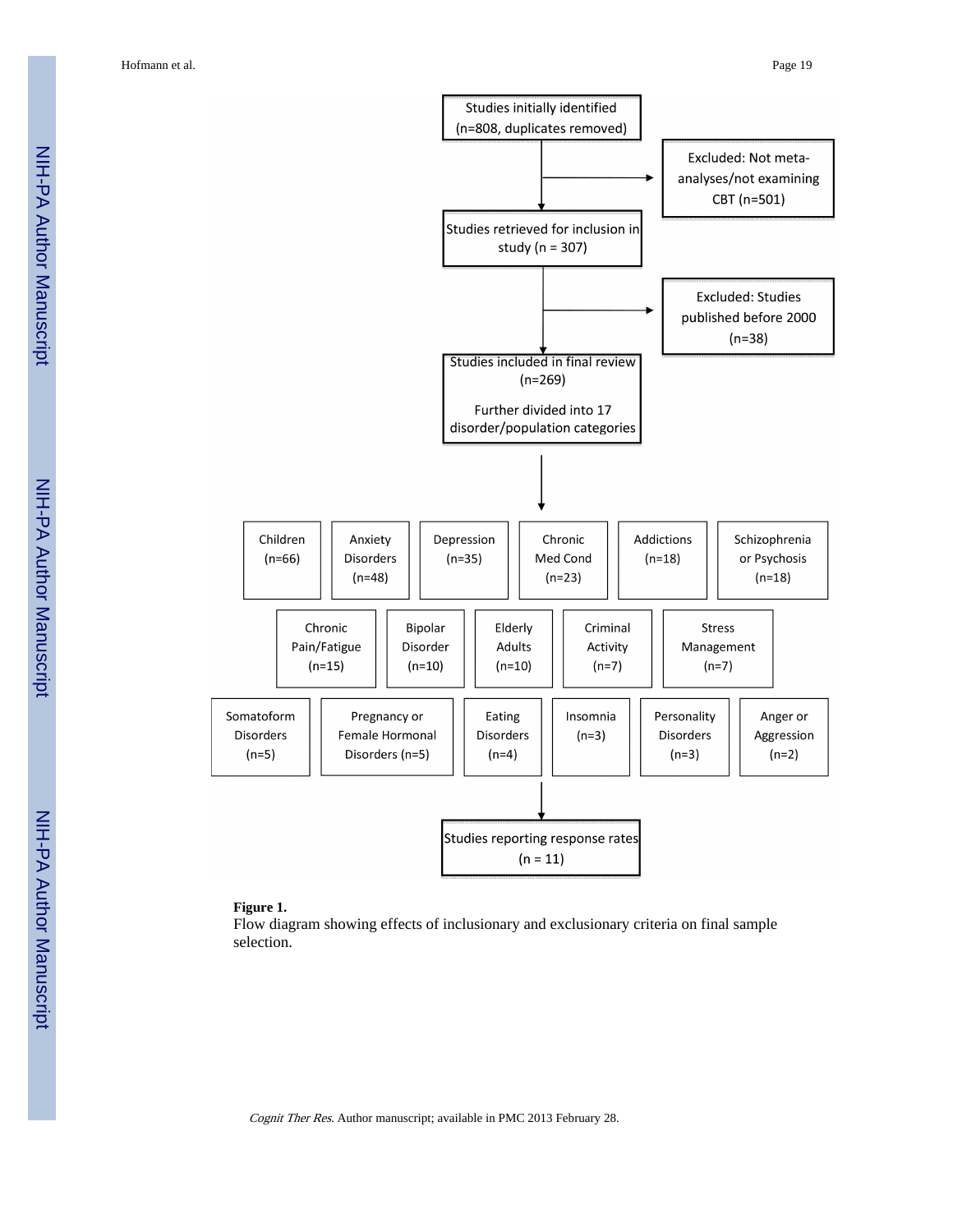Studies initially identified (n=808, duplicates removed)

Excluded: Not meta-analyses/not examining CBT (n=501)

Studies retrieved for inclusion in study (n = 307)

Excluded: Studies published before 2000 (n=38)

Studies included in final review (n=269)

Further divided into 17 disorder/population categories

| Children (n=66) | Anxiety Disorders (n=48) | Depression (n=35) | Chronic Med Cond (n=23) | Addictions (n=18) | Schizophrenia or Psychosis (n=18) |
|---|---|---|---|---|---|
| Chronic Pain/Fatigue (n=15) | Bipolar Disorder (n=10) | Elderly Adults (n=10) | Criminal Activity (n=7) | Stress Management (n=7) | |
| Somatoform Disorders (n=5) | Pregnancy or Female Hormonal Disorders (n=5) | Eating Disorders (n=4) | Insomnia (n=3) | Personality Disorders (n=3) | Anger or Aggression (n=2) |

Studies reporting response rates (n = 11)

**Figure 1.**

Flow diagram showing effects of inclusionary and exclusionary criteria on final sample selection.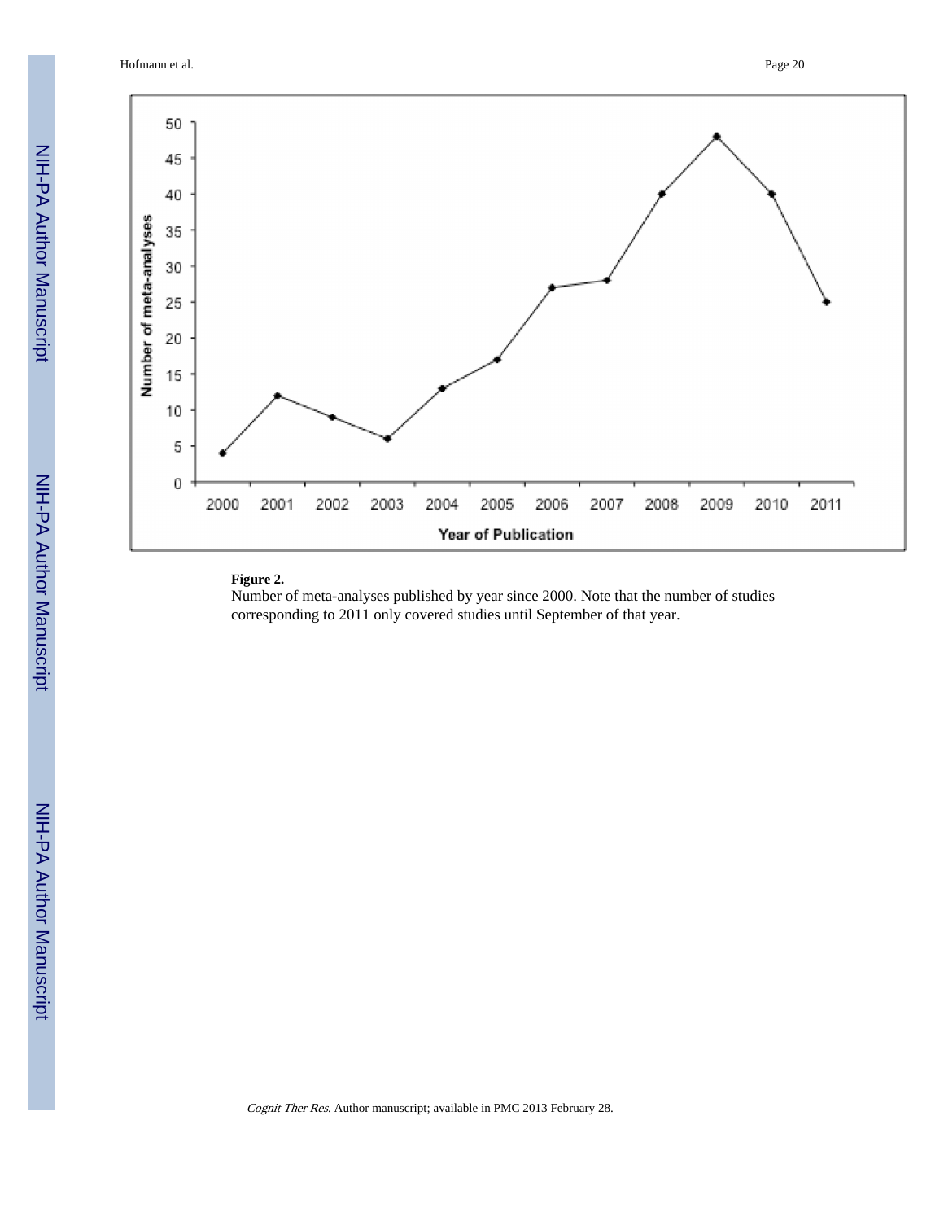**Figure 2.**

Number of meta-analyses published by year since 2000. Note that the number of studies corresponding to 2011 only covered studies until September of that year.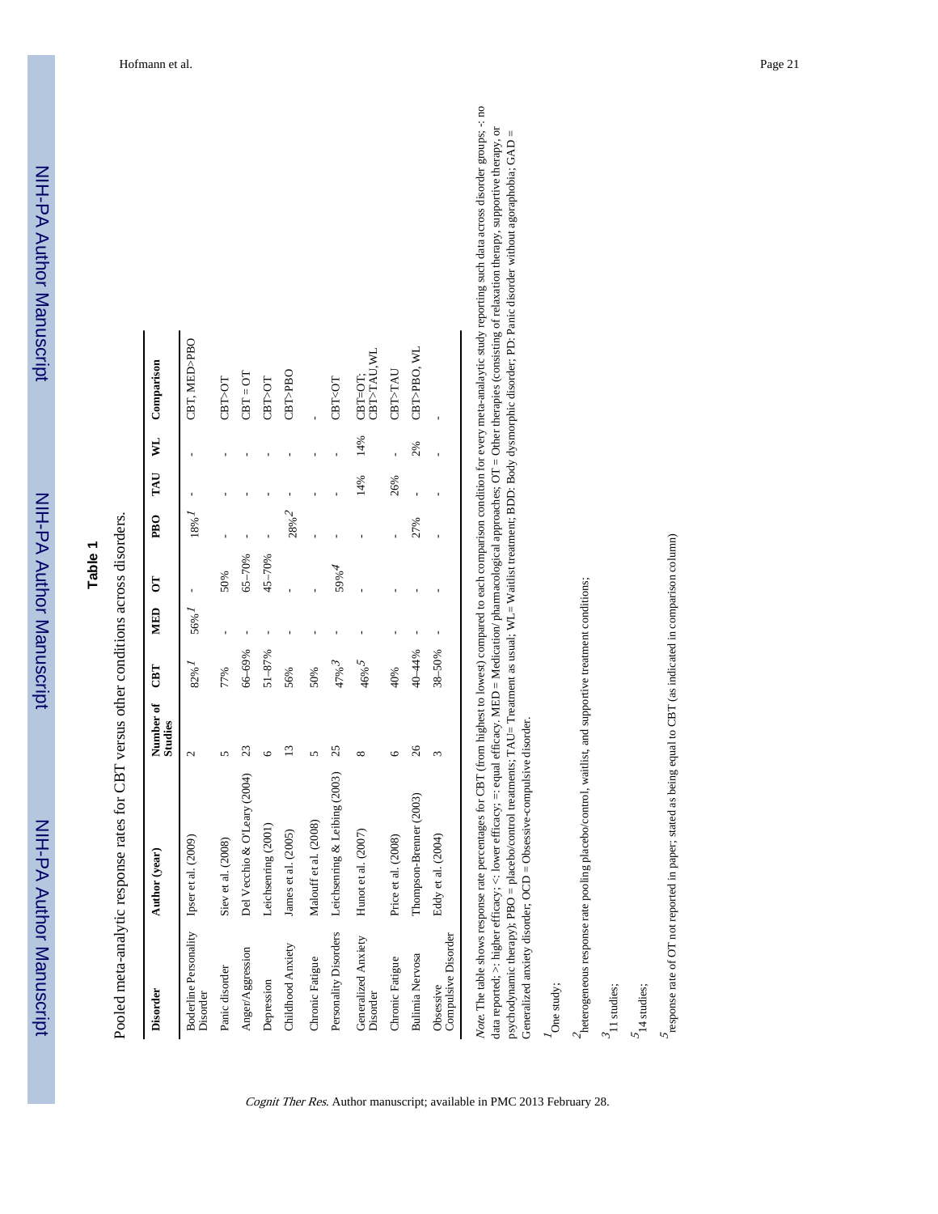**Table 1**

Pooled meta-analytic response rates for CBT versus other conditions across disorders.

| Disorder | Author (year) | Number of Studies | CBT | MED | OT | PBO | TAU | WL | Comparison |
|---|---|---|---|---|---|---|---|---|---|
| Boderline Personality Disorder | Ipser et al. (2009) | 2 | 82%[1] | 56%[1] | - | 18%[1] | - | - | CBT, MED>PBO |
| Panic disorder | Siev et al. (2008) | 5 | 77% | - | 50% | - | - | - | CBT>OT |
| Anger/Aggression | Del Vecchio & O'Leary (2004) | 23 | 66–69% | - | 65–70% | - | - | - | CBT = OT |
| Depression | Leichsenring (2001) | 6 | 51–87% | - | 45–70% | - | - | - | CBT>OT |
| Childhood Anxiety | James et al. (2005) | 13 | 56% | - | - | 28%[2] | - | - | CBT>PBO |
| Chronic Fatigue | Malouff et al. (2008) | 5 | 50% | - | - | - | - | - | - |
| Personality Disorders | Leichsenring & Leibing (2003) | 25 | 47%[3] | - | 59%[4] | - | - | - | CBT<OT |
| Generalized Anxiety Disorder | Hunot et al. (2007) | 8 | 46%[5] | - | - | - | 14% | 14% | CBT=OT; CBT>TAU,WL |
| Chronic Fatigue | Price et al. (2008) | 6 | 40% | - | - | - | 26% | - | CBT>TAU |
| Bulimia Nervosa | Thompson-Brenner (2003) | 26 | 40–44% | - | - | 27% | - | 2% | CBT>PBO, WL |
| Obsessive Compulsive Disorder | Eddy et al. (2004) | 3 | 38–50% | - | - | - | - | - | - |

*Note.* The table shows response rate percentages for CBT (from highest to lowest) compared to each comparison condition for every meta-analytic study reporting such data across disorder groups; -: no data reported; >: higher efficacy; <: lower efficacy; =: equal efficacy. MED = Medication/ pharmacological approaches; OT = Other therapies (consisting of relaxation therapy, supportive therapy, or psychodynamic therapy); PBO = placebo/control treatments; TAU= Treatment as usual; WL= Waitlist treatment; BDD: Body dysmorphic disorder; PD: Panic disorder without agoraphobia; GAD = Generalized anxiety disorder; OCD = Obsessive-compulsive disorder.

[1] One study;

[2] heterogeneous response rate pooling placebo/control, waitlist, and supportive treatment conditions;

[3] 11 studies;

[5] 14 studies;

[5] response rate of OT not reported in paper; stated as being equal to CBT (as indicated in comparison column)